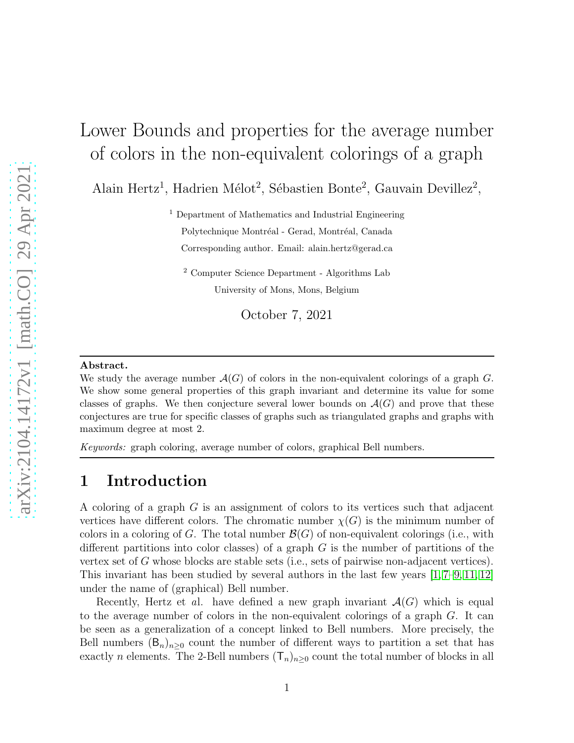# Lower Bounds and properties for the average number of colors in the non-equivalent colorings of a graph

Alain Hertz[1], Hadrien Mélot[2], Sébastien Bonte[2], Gauvain Devillez[2],

[1] Department of Mathematics and Industrial Engineering
Polytechnique Montréal - Gerad, Montréal, Canada
Corresponding author. Email: alain.hertz@gerad.ca

[2] Computer Science Department - Algorithms Lab
University of Mons, Mons, Belgium

October 7, 2021

---

**Abstract.**
We study the average number $\mathcal{A}(G)$ of colors in the non-equivalent colorings of a graph $G$. We show some general properties of this graph invariant and determine its value for some classes of graphs. We then conjecture several lower bounds on $\mathcal{A}(G)$ and prove that these conjectures are true for specific classes of graphs such as triangulated graphs and graphs with maximum degree at most 2.

*Keywords:* graph coloring, average number of colors, graphical Bell numbers.

---

## 1 Introduction

A coloring of a graph $G$ is an assignment of colors to its vertices such that adjacent vertices have different colors. The chromatic number $\chi(G)$ is the minimum number of colors in a coloring of $G$. The total number $\mathcal{B}(G)$ of non-equivalent colorings (i.e., with different partitions into color classes) of a graph $G$ is the number of partitions of the vertex set of $G$ whose blocks are stable sets (i.e., sets of pairwise non-adjacent vertices). This invariant has been studied by several authors in the last few years [1, 7–9, 11, 12] under the name of (graphical) Bell number.

Recently, Hertz et al. have defined a new graph invariant $\mathcal{A}(G)$ which is equal to the average number of colors in the non-equivalent colorings of a graph $G$. It can be seen as a generalization of a concept linked to Bell numbers. More precisely, the Bell numbers $(\mathsf{B}_n)_{n\geq 0}$ count the number of different ways to partition a set that has exactly $n$ elements. The 2-Bell numbers $(\mathsf{T}_n)_{n\geq 0}$ count the total number of blocks in all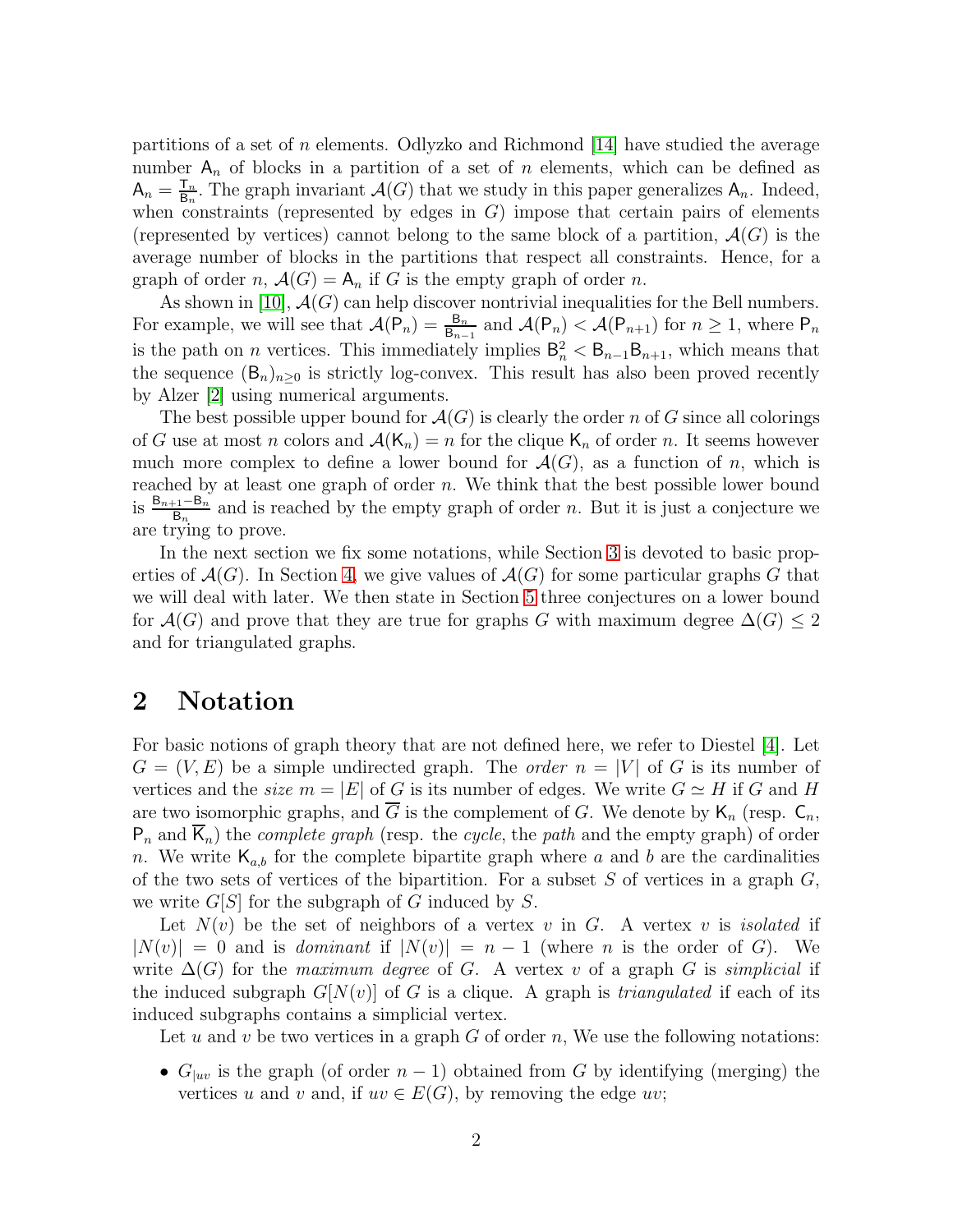partitions of a set of $n$ elements. Odlyzko and Richmond [14] have studied the average number $\mathsf{A}_n$ of blocks in a partition of a set of $n$ elements, which can be defined as $\mathsf{A}_n = \frac{\mathsf{T}_n}{\mathsf{B}_n}$. The graph invariant $\mathcal{A}(G)$ that we study in this paper generalizes $\mathsf{A}_n$. Indeed, when constraints (represented by edges in $G$) impose that certain pairs of elements (represented by vertices) cannot belong to the same block of a partition, $\mathcal{A}(G)$ is the average number of blocks in the partitions that respect all constraints. Hence, for a graph of order $n$, $\mathcal{A}(G) = \mathsf{A}_n$ if $G$ is the empty graph of order $n$.

As shown in [10], $\mathcal{A}(G)$ can help discover nontrivial inequalities for the Bell numbers. For example, we will see that $\mathcal{A}(\mathsf{P}_n) = \frac{\mathsf{B}_n}{\mathsf{B}_{n-1}}$ and $\mathcal{A}(\mathsf{P}_n) < \mathcal{A}(\mathsf{P}_{n+1})$ for $n \geq 1$, where $\mathsf{P}_n$ is the path on $n$ vertices. This immediately implies $\mathsf{B}_n^2 < \mathsf{B}_{n-1}\mathsf{B}_{n+1}$, which means that the sequence $(\mathsf{B}_n)_{n\geq 0}$ is strictly log-convex. This result has also been proved recently by Alzer [2] using numerical arguments.

The best possible upper bound for $\mathcal{A}(G)$ is clearly the order $n$ of $G$ since all colorings of $G$ use at most $n$ colors and $\mathcal{A}(\mathsf{K}_n) = n$ for the clique $\mathsf{K}_n$ of order $n$. It seems however much more complex to define a lower bound for $\mathcal{A}(G)$, as a function of $n$, which is reached by at least one graph of order $n$. We think that the best possible lower bound is $\frac{\mathsf{B}_{n+1} - \mathsf{B}_n}{\mathsf{B}_n}$ and is reached by the empty graph of order $n$. But it is just a conjecture we are trying to prove.

In the next section we fix some notations, while Section 3 is devoted to basic properties of $\mathcal{A}(G)$. In Section 4, we give values of $\mathcal{A}(G)$ for some particular graphs $G$ that we will deal with later. We then state in Section 5 three conjectures on a lower bound for $\mathcal{A}(G)$ and prove that they are true for graphs $G$ with maximum degree $\Delta(G) \leq 2$ and for triangulated graphs.

## 2 Notation

For basic notions of graph theory that are not defined here, we refer to Diestel [4]. Let $G = (V, E)$ be a simple undirected graph. The *order* $n = |V|$ of $G$ is its number of vertices and the *size* $m = |E|$ of $G$ is its number of edges. We write $G \simeq H$ if $G$ and $H$ are two isomorphic graphs, and $\overline{G}$ is the complement of $G$. We denote by $\mathsf{K}_n$ (resp. $\mathsf{C}_n$, $\mathsf{P}_n$ and $\overline{\mathsf{K}}_n$) the *complete graph* (resp. the *cycle*, the *path* and the empty graph) of order $n$. We write $\mathsf{K}_{a,b}$ for the complete bipartite graph where $a$ and $b$ are the cardinalities of the two sets of vertices of the bipartition. For a subset $S$ of vertices in a graph $G$, we write $G[S]$ for the subgraph of $G$ induced by $S$.

Let $N(v)$ be the set of neighbors of a vertex $v$ in $G$. A vertex $v$ is *isolated* if $|N(v)| = 0$ and is *dominant* if $|N(v)| = n - 1$ (where $n$ is the order of $G$). We write $\Delta(G)$ for the *maximum degree* of $G$. A vertex $v$ of a graph $G$ is *simplicial* if the induced subgraph $G[N(v)]$ of $G$ is a clique. A graph is *triangulated* if each of its induced subgraphs contains a simplicial vertex.

Let $u$ and $v$ be two vertices in a graph $G$ of order $n$, We use the following notations:

- $G_{|uv}$ is the graph (of order $n-1$) obtained from $G$ by identifying (merging) the vertices $u$ and $v$ and, if $uv \in E(G)$, by removing the edge $uv$;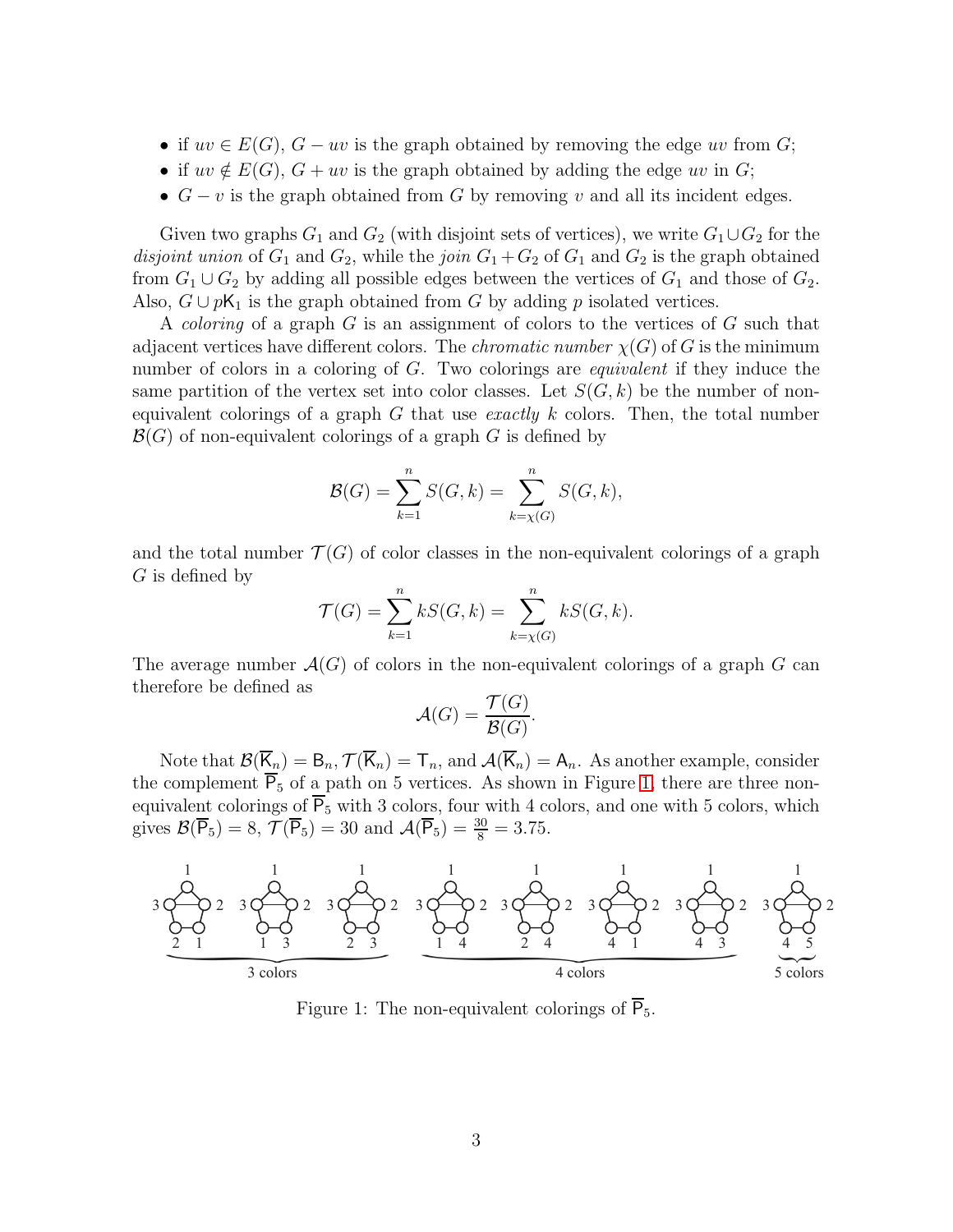- if $uv \in E(G)$, $G - uv$ is the graph obtained by removing the edge $uv$ from $G$;
- if $uv \notin E(G)$, $G + uv$ is the graph obtained by adding the edge $uv$ in $G$;
- $G - v$ is the graph obtained from $G$ by removing $v$ and all its incident edges.

Given two graphs $G_1$ and $G_2$ (with disjoint sets of vertices), we write $G_1 \cup G_2$ for the *disjoint union* of $G_1$ and $G_2$, while the *join* $G_1 + G_2$ of $G_1$ and $G_2$ is the graph obtained from $G_1 \cup G_2$ by adding all possible edges between the vertices of $G_1$ and those of $G_2$. Also, $G \cup p\mathsf{K}_1$ is the graph obtained from $G$ by adding $p$ isolated vertices.

A *coloring* of a graph $G$ is an assignment of colors to the vertices of $G$ such that adjacent vertices have different colors. The *chromatic number* $\chi(G)$ of $G$ is the minimum number of colors in a coloring of $G$. Two colorings are *equivalent* if they induce the same partition of the vertex set into color classes. Let $S(G,k)$ be the number of non-equivalent colorings of a graph $G$ that use *exactly* $k$ colors. Then, the total number $\mathcal{B}(G)$ of non-equivalent colorings of a graph $G$ is defined by

$$\mathcal{B}(G) = \sum_{k=1}^{n} S(G,k) = \sum_{k=\chi(G)}^{n} S(G,k),$$

and the total number $\mathcal{T}(G)$ of color classes in the non-equivalent colorings of a graph $G$ is defined by

$$\mathcal{T}(G) = \sum_{k=1}^{n} kS(G,k) = \sum_{k=\chi(G)}^{n} kS(G,k).$$

The average number $\mathcal{A}(G)$ of colors in the non-equivalent colorings of a graph $G$ can therefore be defined as

$$\mathcal{A}(G) = \frac{\mathcal{T}(G)}{\mathcal{B}(G)}.$$

Note that $\mathcal{B}(\overline{\mathsf{K}}_n) = \mathsf{B}_n$, $\mathcal{T}(\overline{\mathsf{K}}_n) = \mathsf{T}_n$, and $\mathcal{A}(\overline{\mathsf{K}}_n) = \mathsf{A}_n$. As another example, consider the complement $\overline{\mathsf{P}}_5$ of a path on 5 vertices. As shown in Figure 1, there are three non-equivalent colorings of $\overline{\mathsf{P}}_5$ with 3 colors, four with 4 colors, and one with 5 colors, which gives $\mathcal{B}(\overline{\mathsf{P}}_5) = 8$, $\mathcal{T}(\overline{\mathsf{P}}_5) = 30$ and $\mathcal{A}(\overline{\mathsf{P}}_5) = \frac{30}{8} = 3.75$.

Figure 1: The non-equivalent colorings of $\overline{\mathsf{P}}_5$.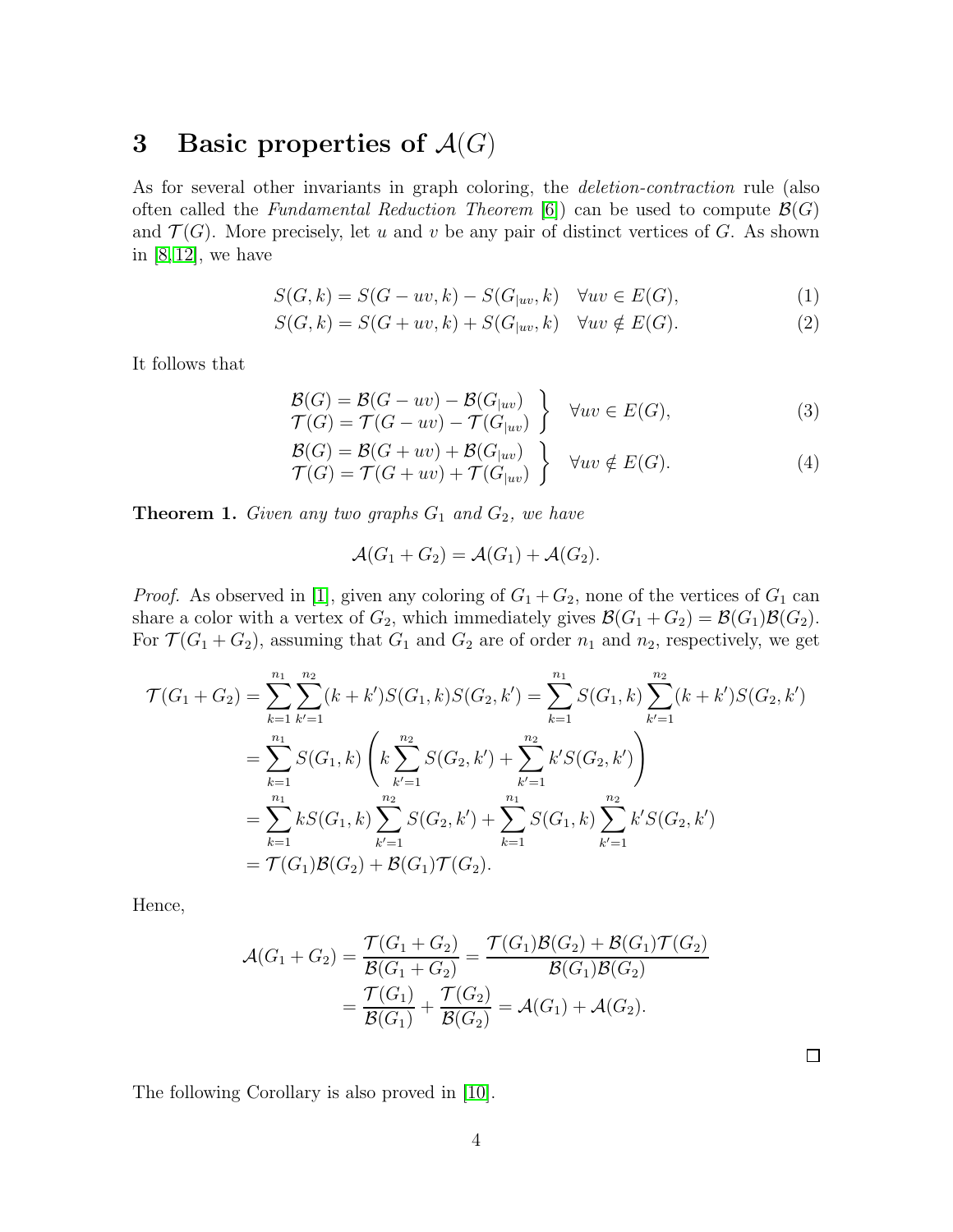## 3 Basic properties of $\mathcal{A}(G)$

As for several other invariants in graph coloring, the *deletion-contraction* rule (also often called the *Fundamental Reduction Theorem* [6]) can be used to compute $\mathcal{B}(G)$ and $\mathcal{T}(G)$. More precisely, let $u$ and $v$ be any pair of distinct vertices of $G$. As shown in [8,12], we have

$$S(G,k) = S(G-uv,k) - S(G_{|uv},k) \quad \forall uv \in E(G), \tag{1}$$

$$S(G,k) = S(G+uv,k) + S(G_{|uv},k) \quad \forall uv \notin E(G). \tag{2}$$

It follows that

$$\left.\begin{array}{l} \mathcal{B}(G) = \mathcal{B}(G-uv) - \mathcal{B}(G_{|uv}) \\ \mathcal{T}(G) = \mathcal{T}(G-uv) - \mathcal{T}(G_{|uv}) \end{array}\right\} \quad \forall uv \in E(G), \tag{3}$$

$$\left.\begin{array}{l} \mathcal{B}(G) = \mathcal{B}(G+uv) + \mathcal{B}(G_{|uv}) \\ \mathcal{T}(G) = \mathcal{T}(G+uv) + \mathcal{T}(G_{|uv}) \end{array}\right\} \quad \forall uv \notin E(G). \tag{4}$$

**Theorem 1.** *Given any two graphs $G_1$ and $G_2$, we have*

$$\mathcal{A}(G_1+G_2) = \mathcal{A}(G_1) + \mathcal{A}(G_2).$$

*Proof.* As observed in [1], given any coloring of $G_1+G_2$, none of the vertices of $G_1$ can share a color with a vertex of $G_2$, which immediately gives $\mathcal{B}(G_1+G_2) = \mathcal{B}(G_1)\mathcal{B}(G_2)$. For $\mathcal{T}(G_1+G_2)$, assuming that $G_1$ and $G_2$ are of order $n_1$ and $n_2$, respectively, we get

$$\begin{aligned}
\mathcal{T}(G_1+G_2) &= \sum_{k=1}^{n_1}\sum_{k'=1}^{n_2}(k+k')S(G_1,k)S(G_2,k') = \sum_{k=1}^{n_1} S(G_1,k)\sum_{k'=1}^{n_2}(k+k')S(G_2,k') \\
&= \sum_{k=1}^{n_1} S(G_1,k)\left(k\sum_{k'=1}^{n_2} S(G_2,k') + \sum_{k'=1}^{n_2} k'S(G_2,k')\right) \\
&= \sum_{k=1}^{n_1} kS(G_1,k)\sum_{k'=1}^{n_2} S(G_2,k') + \sum_{k=1}^{n_1} S(G_1,k)\sum_{k'=1}^{n_2} k'S(G_2,k') \\
&= \mathcal{T}(G_1)\mathcal{B}(G_2) + \mathcal{B}(G_1)\mathcal{T}(G_2).
\end{aligned}$$

Hence,

$$\begin{aligned}
\mathcal{A}(G_1+G_2) = \frac{\mathcal{T}(G_1+G_2)}{\mathcal{B}(G_1+G_2)} &= \frac{\mathcal{T}(G_1)\mathcal{B}(G_2) + \mathcal{B}(G_1)\mathcal{T}(G_2)}{\mathcal{B}(G_1)\mathcal{B}(G_2)} \\
&= \frac{\mathcal{T}(G_1)}{\mathcal{B}(G_1)} + \frac{\mathcal{T}(G_2)}{\mathcal{B}(G_2)} = \mathcal{A}(G_1) + \mathcal{A}(G_2).
\end{aligned}$$

□

The following Corollary is also proved in [10].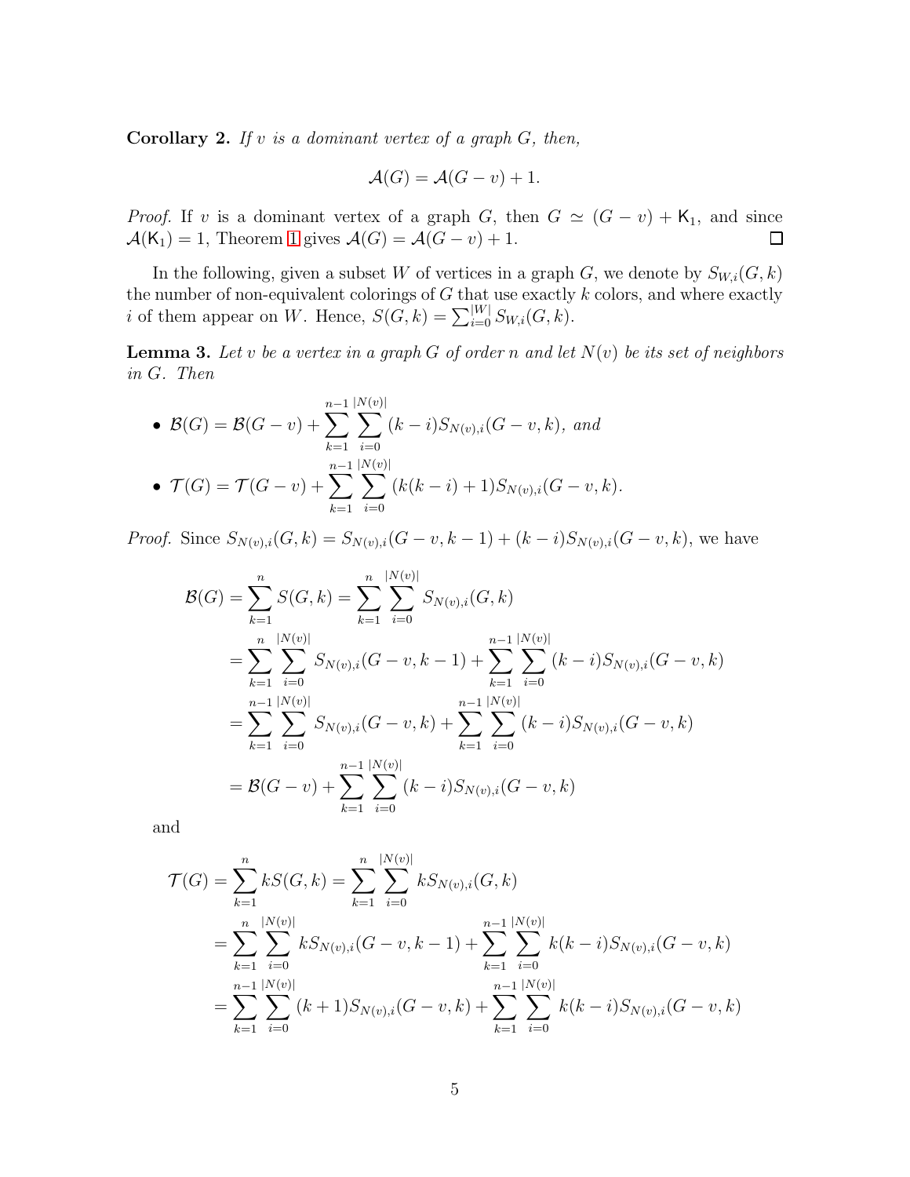**Corollary 2.** *If $v$ is a dominant vertex of a graph $G$, then,*

$$\mathcal{A}(G) = \mathcal{A}(G - v) + 1.$$

*Proof.* If $v$ is a dominant vertex of a graph $G$, then $G \simeq (G - v) + \mathsf{K}_1$, and since $\mathcal{A}(\mathsf{K}_1) = 1$, Theorem 1 gives $\mathcal{A}(G) = \mathcal{A}(G - v) + 1$. $\square$

In the following, given a subset $W$ of vertices in a graph $G$, we denote by $S_{W,i}(G, k)$ the number of non-equivalent colorings of $G$ that use exactly $k$ colors, and where exactly $i$ of them appear on $W$. Hence, $S(G, k) = \sum_{i=0}^{|W|} S_{W,i}(G, k)$.

**Lemma 3.** *Let $v$ be a vertex in a graph $G$ of order $n$ and let $N(v)$ be its set of neighbors in $G$. Then*

- $\mathcal{B}(G) = \mathcal{B}(G - v) + \displaystyle\sum_{k=1}^{n-1} \sum_{i=0}^{|N(v)|} (k - i) S_{N(v),i}(G - v, k)$, *and*
- $\mathcal{T}(G) = \mathcal{T}(G - v) + \displaystyle\sum_{k=1}^{n-1} \sum_{i=0}^{|N(v)|} (k(k - i) + 1) S_{N(v),i}(G - v, k)$.

*Proof.* Since $S_{N(v),i}(G, k) = S_{N(v),i}(G - v, k - 1) + (k - i) S_{N(v),i}(G - v, k)$, we have

$$\begin{aligned}
\mathcal{B}(G) &= \sum_{k=1}^{n} S(G, k) = \sum_{k=1}^{n} \sum_{i=0}^{|N(v)|} S_{N(v),i}(G, k) \\
&= \sum_{k=1}^{n} \sum_{i=0}^{|N(v)|} S_{N(v),i}(G - v, k - 1) + \sum_{k=1}^{n-1} \sum_{i=0}^{|N(v)|} (k - i) S_{N(v),i}(G - v, k) \\
&= \sum_{k=1}^{n-1} \sum_{i=0}^{|N(v)|} S_{N(v),i}(G - v, k) + \sum_{k=1}^{n-1} \sum_{i=0}^{|N(v)|} (k - i) S_{N(v),i}(G - v, k) \\
&= \mathcal{B}(G - v) + \sum_{k=1}^{n-1} \sum_{i=0}^{|N(v)|} (k - i) S_{N(v),i}(G - v, k)
\end{aligned}$$

and

$$\begin{aligned}
\mathcal{T}(G) &= \sum_{k=1}^{n} k S(G, k) = \sum_{k=1}^{n} \sum_{i=0}^{|N(v)|} k S_{N(v),i}(G, k) \\
&= \sum_{k=1}^{n} \sum_{i=0}^{|N(v)|} k S_{N(v),i}(G - v, k - 1) + \sum_{k=1}^{n-1} \sum_{i=0}^{|N(v)|} k(k - i) S_{N(v),i}(G - v, k) \\
&= \sum_{k=1}^{n-1} \sum_{i=0}^{|N(v)|} (k + 1) S_{N(v),i}(G - v, k) + \sum_{k=1}^{n-1} \sum_{i=0}^{|N(v)|} k(k - i) S_{N(v),i}(G - v, k)
\end{aligned}$$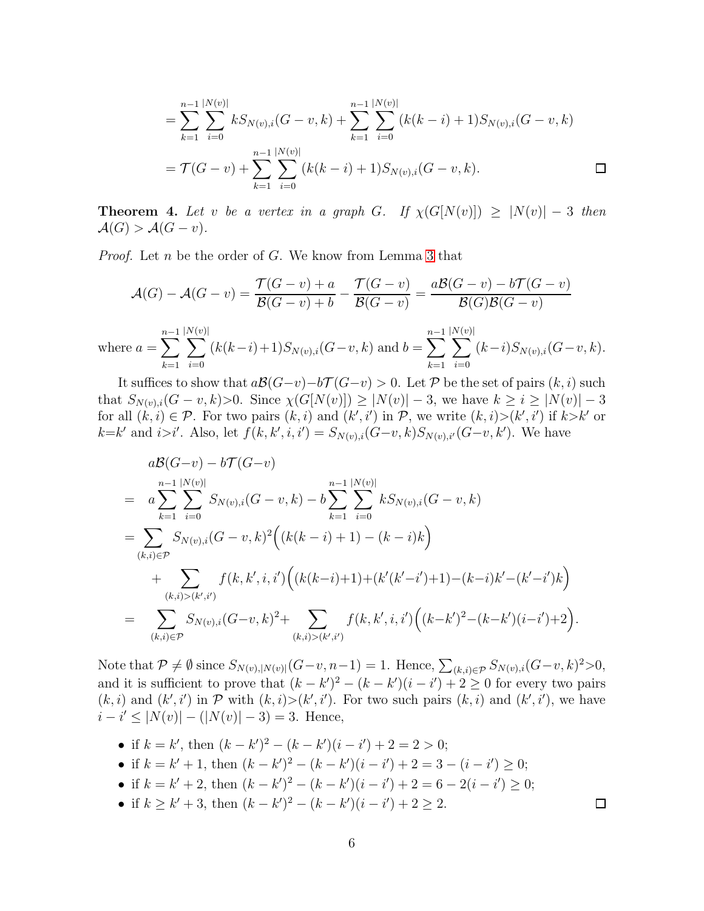$$= \sum_{k=1}^{n-1}\sum_{i=0}^{|N(v)|} kS_{N(v),i}(G-v,k) + \sum_{k=1}^{n-1}\sum_{i=0}^{|N(v)|} (k(k-i)+1)S_{N(v),i}(G-v,k)$$

$$= \mathcal{T}(G-v) + \sum_{k=1}^{n-1}\sum_{i=0}^{|N(v)|} (k(k-i)+1)S_{N(v),i}(G-v,k). \qquad \square$$

**Theorem 4.** *Let $v$ be a vertex in a graph $G$. If $\chi(G[N(v)]) \geq |N(v)| - 3$ then $\mathcal{A}(G) > \mathcal{A}(G-v)$.*

*Proof.* Let $n$ be the order of $G$. We know from Lemma 3 that

$$\mathcal{A}(G) - \mathcal{A}(G-v) = \frac{\mathcal{T}(G-v)+a}{\mathcal{B}(G-v)+b} - \frac{\mathcal{T}(G-v)}{\mathcal{B}(G-v)} = \frac{a\mathcal{B}(G-v) - b\mathcal{T}(G-v)}{\mathcal{B}(G)\mathcal{B}(G-v)}$$

where $a = \displaystyle\sum_{k=1}^{n-1}\sum_{i=0}^{|N(v)|}(k(k-i)+1)S_{N(v),i}(G-v,k)$ and $b = \displaystyle\sum_{k=1}^{n-1}\sum_{i=0}^{|N(v)|}(k-i)S_{N(v),i}(G-v,k)$.

It suffices to show that $a\mathcal{B}(G-v) - b\mathcal{T}(G-v) > 0$. Let $\mathcal{P}$ be the set of pairs $(k,i)$ such that $S_{N(v),i}(G-v,k) > 0$. Since $\chi(G[N(v)]) \geq |N(v)| - 3$, we have $k \geq i \geq |N(v)| - 3$ for all $(k,i) \in \mathcal{P}$. For two pairs $(k,i)$ and $(k',i')$ in $\mathcal{P}$, we write $(k,i) > (k',i')$ if $k > k'$ or $k = k'$ and $i > i'$. Also, let $f(k,k',i,i') = S_{N(v),i}(G-v,k)S_{N(v),i'}(G-v,k')$. We have

$$\begin{aligned}
& a\mathcal{B}(G-v) - b\mathcal{T}(G-v) \\
= \;& a\sum_{k=1}^{n-1}\sum_{i=0}^{|N(v)|} S_{N(v),i}(G-v,k) - b\sum_{k=1}^{n-1}\sum_{i=0}^{|N(v)|} kS_{N(v),i}(G-v,k) \\
= \;& \sum_{(k,i)\in\mathcal{P}} S_{N(v),i}(G-v,k)^2\Big((k(k-i)+1) - (k-i)k\Big) \\
& + \sum_{(k,i)>(k',i')} f(k,k',i,i')\Big((k(k-i)+1) + (k'(k'-i')+1) - (k-i)k' - (k'-i')k\Big) \\
= \;& \sum_{(k,i)\in\mathcal{P}} S_{N(v),i}(G-v,k)^2 + \sum_{(k,i)>(k',i')} f(k,k',i,i')\Big((k-k')^2 - (k-k')(i-i') + 2\Big).
\end{aligned}$$

Note that $\mathcal{P} \neq \emptyset$ since $S_{N(v),|N(v)|}(G-v,n-1) = 1$. Hence, $\sum_{(k,i)\in\mathcal{P}} S_{N(v),i}(G-v,k)^2 > 0$, and it is sufficient to prove that $(k-k')^2 - (k-k')(i-i') + 2 \geq 0$ for every two pairs $(k,i)$ and $(k',i')$ in $\mathcal{P}$ with $(k,i) > (k',i')$. For two such pairs $(k,i)$ and $(k',i')$, we have $i - i' \leq |N(v)| - (|N(v)| - 3) = 3$. Hence,

- if $k = k'$, then $(k-k')^2 - (k-k')(i-i') + 2 = 2 > 0$;
- if $k = k'+1$, then $(k-k')^2 - (k-k')(i-i') + 2 = 3 - (i-i') \geq 0$;
- if $k = k'+2$, then $(k-k')^2 - (k-k')(i-i') + 2 = 6 - 2(i-i') \geq 0$;
- if $k \geq k'+3$, then $(k-k')^2 - (k-k')(i-i') + 2 \geq 2$. $\square$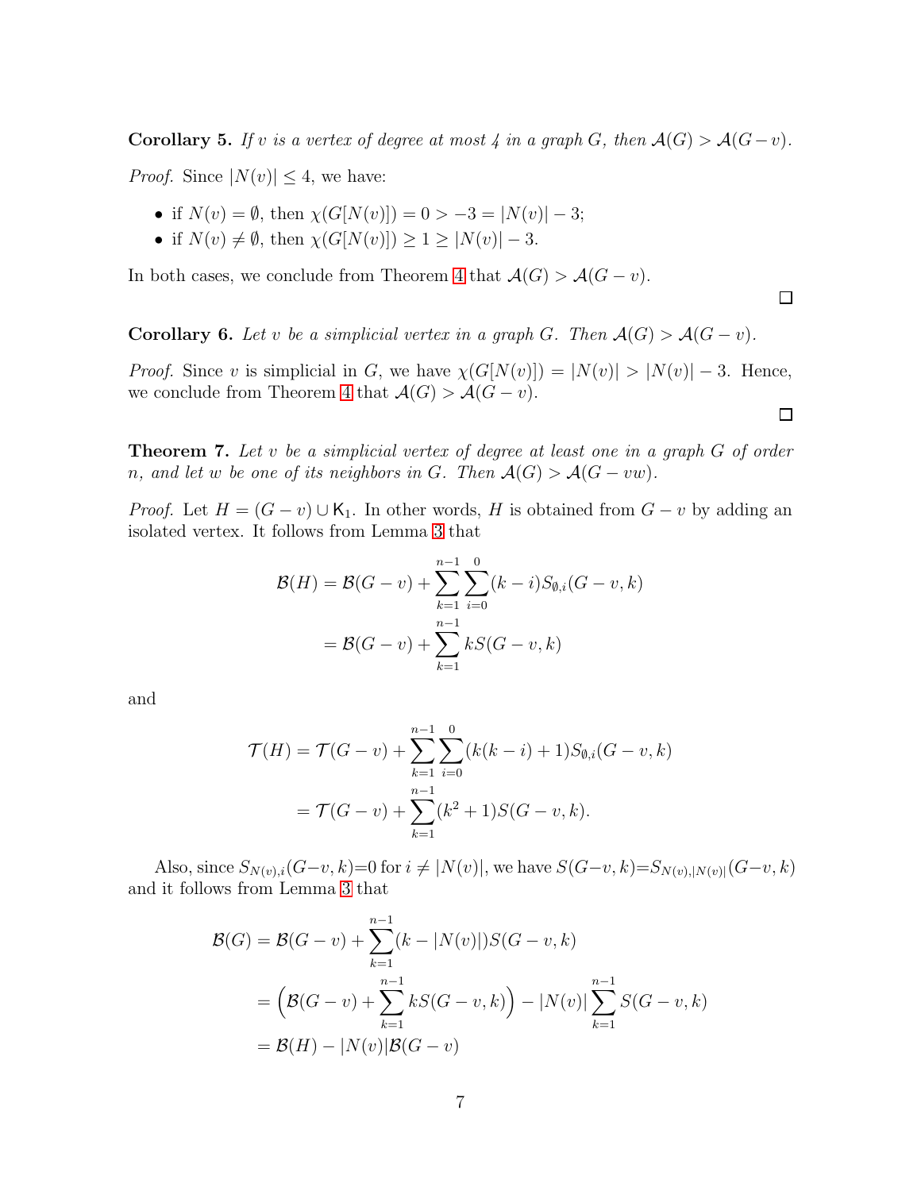**Corollary 5.** *If $v$ is a vertex of degree at most 4 in a graph $G$, then $\mathcal{A}(G) > \mathcal{A}(G-v)$.*

*Proof.* Since $|N(v)| \leq 4$, we have:

- if $N(v) = \emptyset$, then $\chi(G[N(v)]) = 0 > -3 = |N(v)| - 3$;
- if $N(v) \neq \emptyset$, then $\chi(G[N(v)]) \geq 1 \geq |N(v)| - 3$.

In both cases, we conclude from Theorem 4 that $\mathcal{A}(G) > \mathcal{A}(G - v)$. □

**Corollary 6.** *Let $v$ be a simplicial vertex in a graph $G$. Then $\mathcal{A}(G) > \mathcal{A}(G - v)$.*

*Proof.* Since $v$ is simplicial in $G$, we have $\chi(G[N(v)]) = |N(v)| > |N(v)| - 3$. Hence, we conclude from Theorem 4 that $\mathcal{A}(G) > \mathcal{A}(G - v)$. □

**Theorem 7.** *Let $v$ be a simplicial vertex of degree at least one in a graph $G$ of order $n$, and let $w$ be one of its neighbors in $G$. Then $\mathcal{A}(G) > \mathcal{A}(G - vw)$.*

*Proof.* Let $H = (G - v) \cup \mathsf{K}_1$. In other words, $H$ is obtained from $G - v$ by adding an isolated vertex. It follows from Lemma 3 that

$$\begin{aligned}
\mathcal{B}(H) &= \mathcal{B}(G-v) + \sum_{k=1}^{n-1} \sum_{i=0}^{0} (k-i) S_{\emptyset,i}(G-v,k) \\
&= \mathcal{B}(G-v) + \sum_{k=1}^{n-1} k S(G-v,k)
\end{aligned}$$

and

$$\begin{aligned}
\mathcal{T}(H) &= \mathcal{T}(G-v) + \sum_{k=1}^{n-1} \sum_{i=0}^{0} (k(k-i)+1) S_{\emptyset,i}(G-v,k) \\
&= \mathcal{T}(G-v) + \sum_{k=1}^{n-1} (k^2+1) S(G-v,k).
\end{aligned}$$

Also, since $S_{N(v),i}(G-v,k)=0$ for $i \neq |N(v)|$, we have $S(G-v,k)=S_{N(v),|N(v)|}(G-v,k)$ and it follows from Lemma 3 that

$$\begin{aligned}
\mathcal{B}(G) &= \mathcal{B}(G-v) + \sum_{k=1}^{n-1} (k - |N(v)|) S(G-v,k) \\
&= \Big( \mathcal{B}(G-v) + \sum_{k=1}^{n-1} k S(G-v,k) \Big) - |N(v)| \sum_{k=1}^{n-1} S(G-v,k) \\
&= \mathcal{B}(H) - |N(v)| \mathcal{B}(G-v)
\end{aligned}$$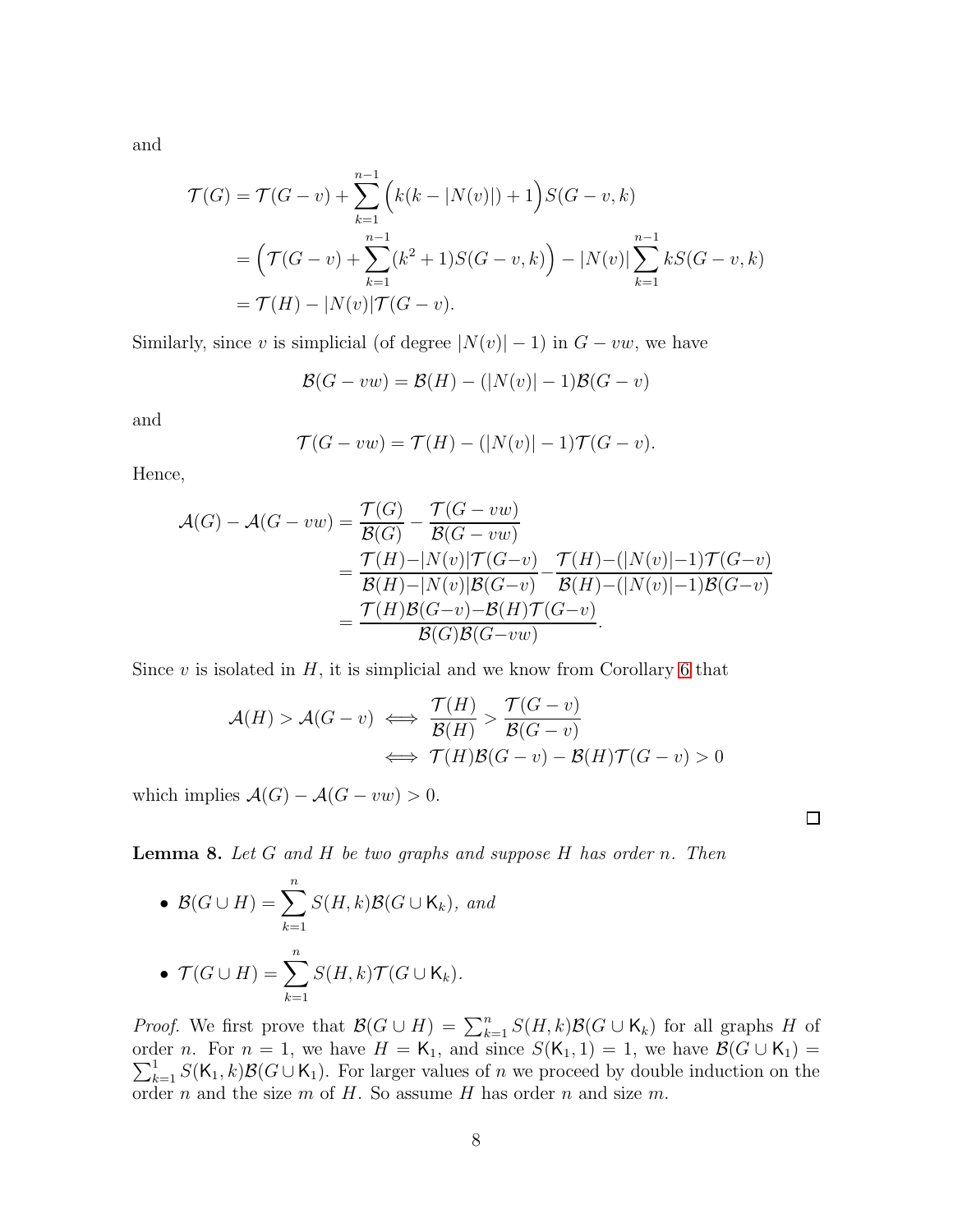and

$$
\begin{aligned}
\mathcal{T}(G) &= \mathcal{T}(G-v) + \sum_{k=1}^{n-1} \Big(k(k-|N(v)|)+1\Big) S(G-v,k) \\
&= \Big(\mathcal{T}(G-v) + \sum_{k=1}^{n-1}(k^2+1)S(G-v,k)\Big) - |N(v)| \sum_{k=1}^{n-1} kS(G-v,k) \\
&= \mathcal{T}(H) - |N(v)|\mathcal{T}(G-v).
\end{aligned}
$$

Similarly, since $v$ is simplicial (of degree $|N(v)|-1$) in $G-vw$, we have

$$
\mathcal{B}(G-vw) = \mathcal{B}(H) - (|N(v)|-1)\mathcal{B}(G-v)
$$

and

$$
\mathcal{T}(G-vw) = \mathcal{T}(H) - (|N(v)|-1)\mathcal{T}(G-v).
$$

Hence,

$$
\begin{aligned}
\mathcal{A}(G) - \mathcal{A}(G-vw) &= \frac{\mathcal{T}(G)}{\mathcal{B}(G)} - \frac{\mathcal{T}(G-vw)}{\mathcal{B}(G-vw)} \\
&= \frac{\mathcal{T}(H)-|N(v)|\mathcal{T}(G-v)}{\mathcal{B}(H)-|N(v)|\mathcal{B}(G-v)} - \frac{\mathcal{T}(H)-(|N(v)|-1)\mathcal{T}(G-v)}{\mathcal{B}(H)-(|N(v)|-1)\mathcal{B}(G-v)} \\
&= \frac{\mathcal{T}(H)\mathcal{B}(G-v)-\mathcal{B}(H)\mathcal{T}(G-v)}{\mathcal{B}(G)\mathcal{B}(G-vw)}.
\end{aligned}
$$

Since $v$ is isolated in $H$, it is simplicial and we know from Corollary 6 that

$$
\begin{aligned}
\mathcal{A}(H) > \mathcal{A}(G-v) &\iff \frac{\mathcal{T}(H)}{\mathcal{B}(H)} > \frac{\mathcal{T}(G-v)}{\mathcal{B}(G-v)} \\
&\iff \mathcal{T}(H)\mathcal{B}(G-v) - \mathcal{B}(H)\mathcal{T}(G-v) > 0
\end{aligned}
$$

which implies $\mathcal{A}(G) - \mathcal{A}(G-vw) > 0$.

□

**Lemma 8.** *Let $G$ and $H$ be two graphs and suppose $H$ has order $n$. Then*

- $\mathcal{B}(G \cup H) = \sum_{k=1}^{n} S(H,k)\mathcal{B}(G \cup \mathsf{K}_k)$*, and*
- $\mathcal{T}(G \cup H) = \sum_{k=1}^{n} S(H,k)\mathcal{T}(G \cup \mathsf{K}_k)$.

*Proof.* We first prove that $\mathcal{B}(G \cup H) = \sum_{k=1}^{n} S(H,k)\mathcal{B}(G \cup \mathsf{K}_k)$ for all graphs $H$ of order $n$. For $n=1$, we have $H = \mathsf{K}_1$, and since $S(\mathsf{K}_1, 1) = 1$, we have $\mathcal{B}(G \cup \mathsf{K}_1) = \sum_{k=1}^{1} S(\mathsf{K}_1,k)\mathcal{B}(G \cup \mathsf{K}_1)$. For larger values of $n$ we proceed by double induction on the order $n$ and the size $m$ of $H$. So assume $H$ has order $n$ and size $m$.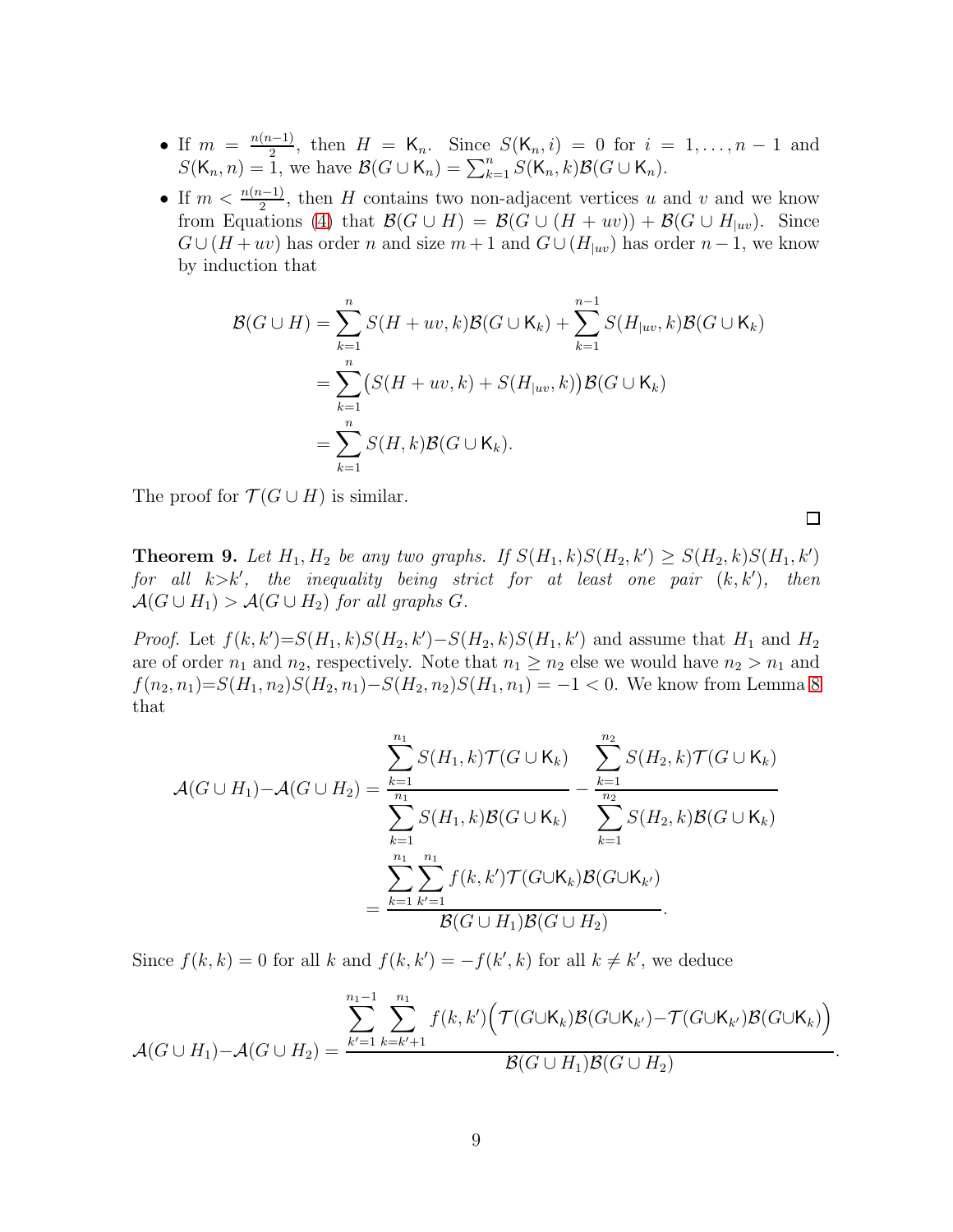- If $m = \frac{n(n-1)}{2}$, then $H = \mathsf{K}_n$. Since $S(\mathsf{K}_n, i) = 0$ for $i = 1, \ldots, n-1$ and $S(\mathsf{K}_n, n) = 1$, we have $\mathcal{B}(G \cup \mathsf{K}_n) = \sum_{k=1}^{n} S(\mathsf{K}_n, k)\mathcal{B}(G \cup \mathsf{K}_n)$.
- If $m < \frac{n(n-1)}{2}$, then $H$ contains two non-adjacent vertices $u$ and $v$ and we know from Equations (4) that $\mathcal{B}(G \cup H) = \mathcal{B}(G \cup (H + uv)) + \mathcal{B}(G \cup H_{|uv})$. Since $G \cup (H + uv)$ has order $n$ and size $m+1$ and $G \cup (H_{|uv})$ has order $n-1$, we know by induction that

$$
\begin{aligned}
\mathcal{B}(G \cup H) &= \sum_{k=1}^{n} S(H + uv, k)\mathcal{B}(G \cup \mathsf{K}_k) + \sum_{k=1}^{n-1} S(H_{|uv}, k)\mathcal{B}(G \cup \mathsf{K}_k) \\
&= \sum_{k=1}^{n} \big(S(H + uv, k) + S(H_{|uv}, k)\big)\mathcal{B}(G \cup \mathsf{K}_k) \\
&= \sum_{k=1}^{n} S(H, k)\mathcal{B}(G \cup \mathsf{K}_k).
\end{aligned}
$$

The proof for $\mathcal{T}(G \cup H)$ is similar.

□

**Theorem 9.** *Let $H_1, H_2$ be any two graphs. If $S(H_1, k)S(H_2, k') \geq S(H_2, k)S(H_1, k')$ for all $k > k'$, the inequality being strict for at least one pair $(k, k')$, then $\mathcal{A}(G \cup H_1) > \mathcal{A}(G \cup H_2)$ for all graphs $G$.*

*Proof.* Let $f(k, k') = S(H_1, k)S(H_2, k') - S(H_2, k)S(H_1, k')$ and assume that $H_1$ and $H_2$ are of order $n_1$ and $n_2$, respectively. Note that $n_1 \geq n_2$ else we would have $n_2 > n_1$ and $f(n_2, n_1) = S(H_1, n_2)S(H_2, n_1) - S(H_2, n_2)S(H_1, n_1) = -1 < 0$. We know from Lemma 8 that

$$
\begin{aligned}
\mathcal{A}(G \cup H_1) - \mathcal{A}(G \cup H_2) &= \frac{\sum_{k=1}^{n_1} S(H_1, k)\mathcal{T}(G \cup \mathsf{K}_k)}{\sum_{k=1}^{n_1} S(H_1, k)\mathcal{B}(G \cup \mathsf{K}_k)} - \frac{\sum_{k=1}^{n_2} S(H_2, k)\mathcal{T}(G \cup \mathsf{K}_k)}{\sum_{k=1}^{n_2} S(H_2, k)\mathcal{B}(G \cup \mathsf{K}_k)} \\
&= \frac{\sum_{k=1}^{n_1} \sum_{k'=1}^{n_1} f(k, k')\mathcal{T}(G \cup \mathsf{K}_k)\mathcal{B}(G \cup \mathsf{K}_{k'})}{\mathcal{B}(G \cup H_1)\mathcal{B}(G \cup H_2)}.
\end{aligned}
$$

Since $f(k, k) = 0$ for all $k$ and $f(k, k') = -f(k', k)$ for all $k \neq k'$, we deduce

$$
\mathcal{A}(G \cup H_1) - \mathcal{A}(G \cup H_2) = \frac{\sum_{k'=1}^{n_1-1} \sum_{k=k'+1}^{n_1} f(k, k')\Big(\mathcal{T}(G \cup \mathsf{K}_k)\mathcal{B}(G \cup \mathsf{K}_{k'}) - \mathcal{T}(G \cup \mathsf{K}_{k'})\mathcal{B}(G \cup \mathsf{K}_k)\Big)}{\mathcal{B}(G \cup H_1)\mathcal{B}(G \cup H_2)}.
$$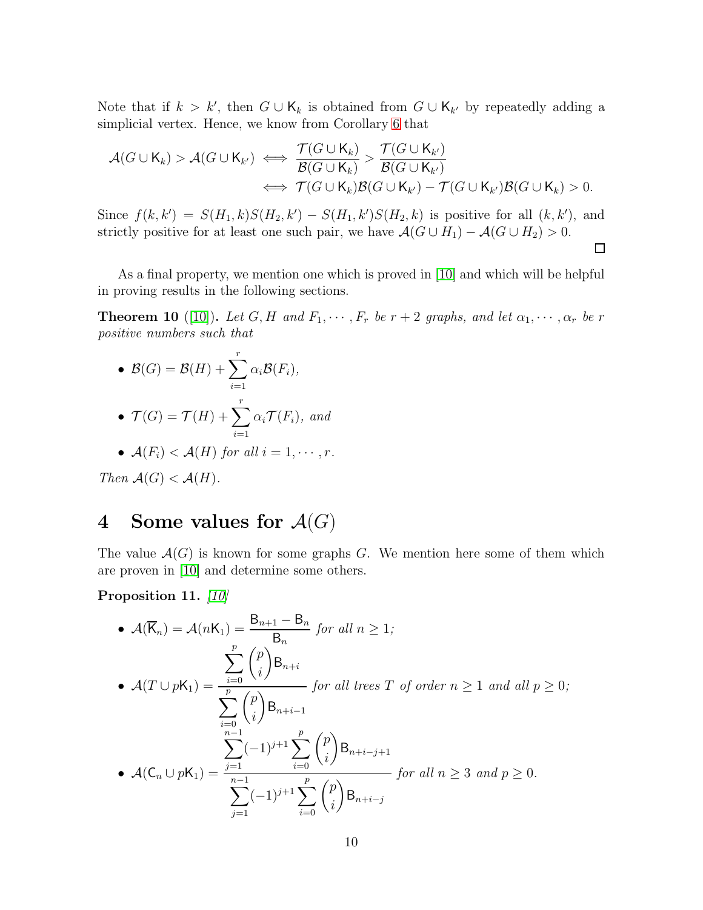Note that if $k > k'$, then $G \cup \mathsf{K}_k$ is obtained from $G \cup \mathsf{K}_{k'}$ by repeatedly adding a simplicial vertex. Hence, we know from Corollary 6 that

$$\begin{aligned}
\mathcal{A}(G \cup \mathsf{K}_k) > \mathcal{A}(G \cup \mathsf{K}_{k'}) &\iff \frac{\mathcal{T}(G \cup \mathsf{K}_k)}{\mathcal{B}(G \cup \mathsf{K}_k)} > \frac{\mathcal{T}(G \cup \mathsf{K}_{k'})}{\mathcal{B}(G \cup \mathsf{K}_{k'})} \\
&\iff \mathcal{T}(G \cup \mathsf{K}_k)\mathcal{B}(G \cup \mathsf{K}_{k'}) - \mathcal{T}(G \cup \mathsf{K}_{k'})\mathcal{B}(G \cup \mathsf{K}_k) > 0.
\end{aligned}$$

Since $f(k, k') = S(H_1, k)S(H_2, k') - S(H_1, k')S(H_2, k)$ is positive for all $(k, k')$, and strictly positive for at least one such pair, we have $\mathcal{A}(G \cup H_1) - \mathcal{A}(G \cup H_2) > 0$. □

As a final property, we mention one which is proved in [10] and which will be helpful in proving results in the following sections.

**Theorem 10** ([10]). *Let $G, H$ and $F_1, \cdots, F_r$ be $r + 2$ graphs, and let $\alpha_1, \cdots, \alpha_r$ be $r$ positive numbers such that*

- $\mathcal{B}(G) = \mathcal{B}(H) + \sum_{i=1}^{r} \alpha_i \mathcal{B}(F_i)$,
- $\mathcal{T}(G) = \mathcal{T}(H) + \sum_{i=1}^{r} \alpha_i \mathcal{T}(F_i)$, *and*
- $\mathcal{A}(F_i) < \mathcal{A}(H)$ *for all* $i = 1, \cdots, r$.

*Then* $\mathcal{A}(G) < \mathcal{A}(H)$.

# 4 Some values for $\mathcal{A}(G)$

The value $\mathcal{A}(G)$ is known for some graphs $G$. We mention here some of them which are proven in [10] and determine some others.

**Proposition 11.** *[10]*

- $\mathcal{A}(\overline{\mathsf{K}}_n) = \mathcal{A}(n\mathsf{K}_1) = \dfrac{\mathsf{B}_{n+1} - \mathsf{B}_n}{\mathsf{B}_n}$ *for all* $n \geq 1$;
- $\mathcal{A}(T \cup p\mathsf{K}_1) = \dfrac{\sum_{i=0}^{p} \binom{p}{i} \mathsf{B}_{n+i}}{\sum_{i=0}^{p} \binom{p}{i} \mathsf{B}_{n+i-1}}$ *for all trees $T$ of order $n \geq 1$ and all $p \geq 0$;*
- $\mathcal{A}(\mathsf{C}_n \cup p\mathsf{K}_1) = \dfrac{\sum_{j=1}^{n-1} (-1)^{j+1} \sum_{i=0}^{p} \binom{p}{i} \mathsf{B}_{n+i-j+1}}{\sum_{j=1}^{n-1} (-1)^{j+1} \sum_{i=0}^{p} \binom{p}{i} \mathsf{B}_{n+i-j}}$ *for all $n \geq 3$ and $p \geq 0$.*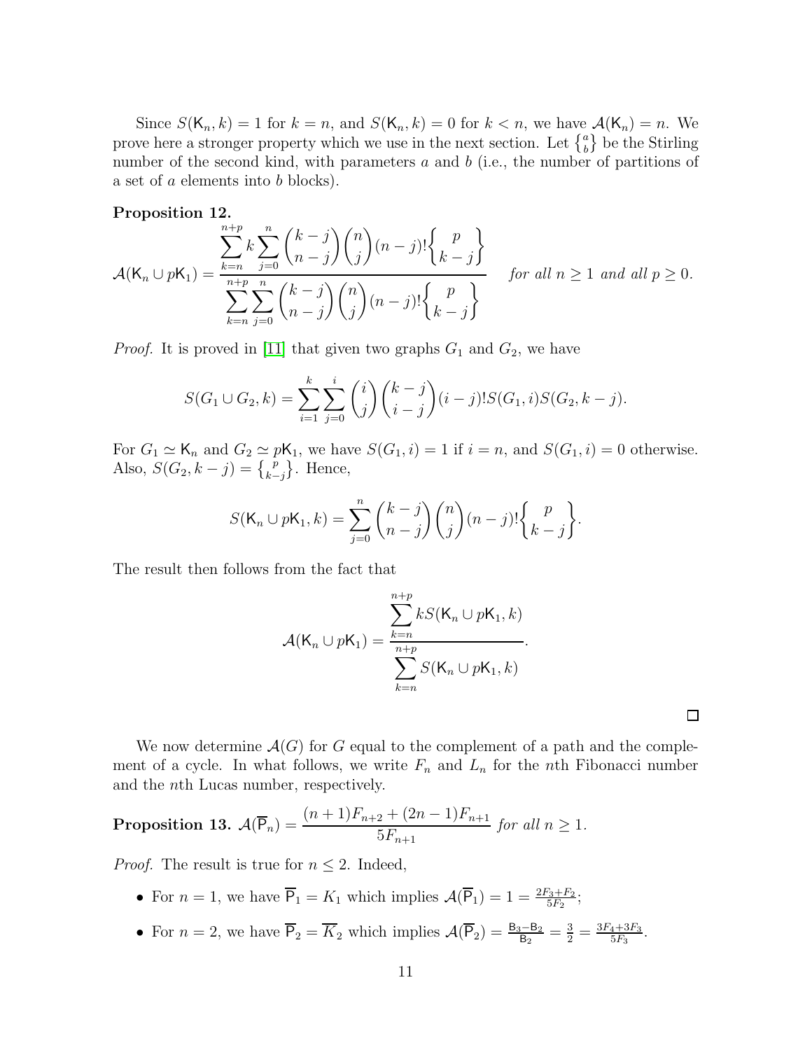Since $S(\mathsf{K}_n, k) = 1$ for $k = n$, and $S(\mathsf{K}_n, k) = 0$ for $k < n$, we have $\mathcal{A}(\mathsf{K}_n) = n$. We prove here a stronger property which we use in the next section. Let $\left\{ {a \atop b} \right\}$ be the Stirling number of the second kind, with parameters $a$ and $b$ (i.e., the number of partitions of a set of $a$ elements into $b$ blocks).

**Proposition 12.**

$$\mathcal{A}(\mathsf{K}_n \cup p\mathsf{K}_1) = \frac{\displaystyle\sum_{k=n}^{n+p} k \sum_{j=0}^{n} \binom{k-j}{n-j}\binom{n}{j}(n-j)!\left\{ {p \atop k-j} \right\}}{\displaystyle\sum_{k=n}^{n+p} \sum_{j=0}^{n} \binom{k-j}{n-j}\binom{n}{j}(n-j)!\left\{ {p \atop k-j} \right\}} \quad \textit{for all } n \geq 1 \textit{ and all } p \geq 0.$$

*Proof.* It is proved in [11] that given two graphs $G_1$ and $G_2$, we have

$$S(G_1 \cup G_2, k) = \sum_{i=1}^{k} \sum_{j=0}^{i} \binom{i}{j}\binom{k-j}{i-j}(i-j)! S(G_1, i) S(G_2, k-j).$$

For $G_1 \simeq \mathsf{K}_n$ and $G_2 \simeq p\mathsf{K}_1$, we have $S(G_1, i) = 1$ if $i = n$, and $S(G_1, i) = 0$ otherwise. Also, $S(G_2, k-j) = \left\{ {p \atop k-j} \right\}$. Hence,

$$S(\mathsf{K}_n \cup p\mathsf{K}_1, k) = \sum_{j=0}^{n} \binom{k-j}{n-j}\binom{n}{j}(n-j)!\left\{ {p \atop k-j} \right\}.$$

The result then follows from the fact that

$$\mathcal{A}(\mathsf{K}_n \cup p\mathsf{K}_1) = \frac{\displaystyle\sum_{k=n}^{n+p} k S(\mathsf{K}_n \cup p\mathsf{K}_1, k)}{\displaystyle\sum_{k=n}^{n+p} S(\mathsf{K}_n \cup p\mathsf{K}_1, k)}.$$

$\square$

We now determine $\mathcal{A}(G)$ for $G$ equal to the complement of a path and the complement of a cycle. In what follows, we write $F_n$ and $L_n$ for the $n$th Fibonacci number and the $n$th Lucas number, respectively.

**Proposition 13.** $\mathcal{A}(\overline{\mathsf{P}}_n) = \dfrac{(n+1)F_{n+2} + (2n-1)F_{n+1}}{5F_{n+1}}$ *for all* $n \geq 1$.

*Proof.* The result is true for $n \leq 2$. Indeed,

- For $n = 1$, we have $\overline{\mathsf{P}}_1 = K_1$ which implies $\mathcal{A}(\overline{\mathsf{P}}_1) = 1 = \frac{2F_3 + F_2}{5F_2}$;
- For $n = 2$, we have $\overline{\mathsf{P}}_2 = \overline{K}_2$ which implies $\mathcal{A}(\overline{\mathsf{P}}_2) = \frac{\mathsf{B}_3 - \mathsf{B}_2}{\mathsf{B}_2} = \frac{3}{2} = \frac{3F_4 + 3F_3}{5F_3}$.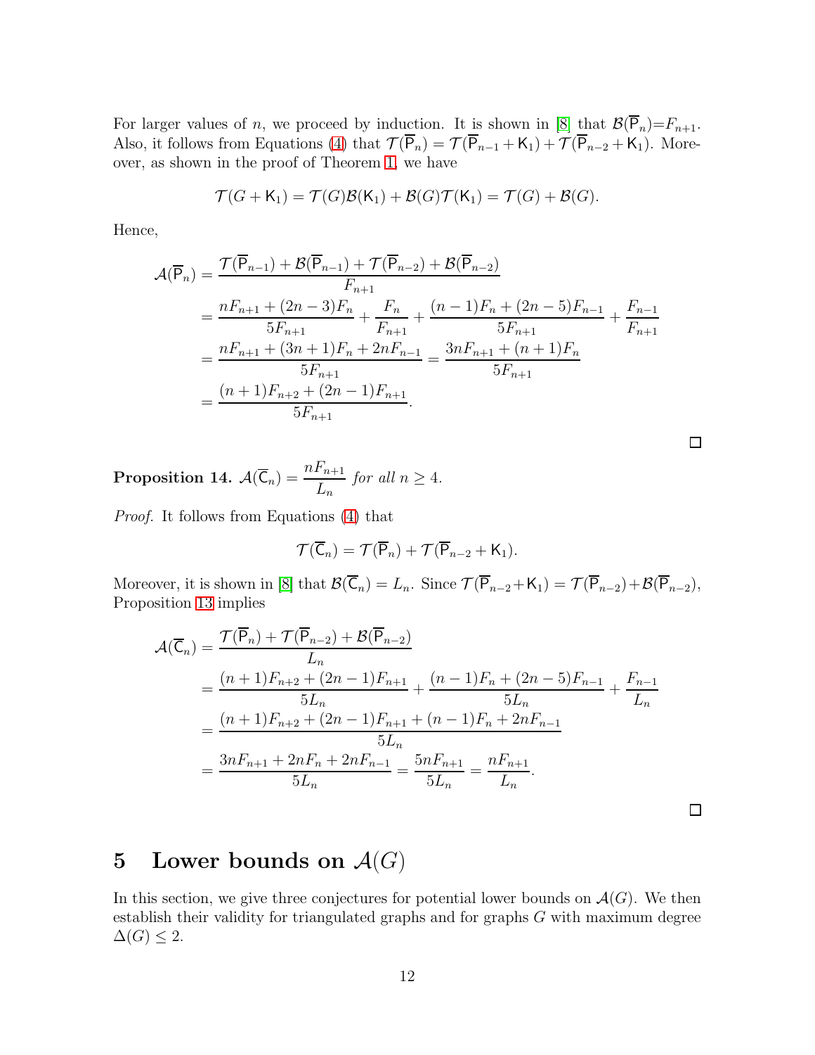For larger values of $n$, we proceed by induction. It is shown in [8] that $\mathcal{B}(\overline{\mathsf{P}}_n)=F_{n+1}$. Also, it follows from Equations (4) that $\mathcal{T}(\overline{\mathsf{P}}_n) = \mathcal{T}(\overline{\mathsf{P}}_{n-1}+\mathsf{K}_1) + \mathcal{T}(\overline{\mathsf{P}}_{n-2}+\mathsf{K}_1)$. Moreover, as shown in the proof of Theorem 1, we have

$$\mathcal{T}(G+\mathsf{K}_1) = \mathcal{T}(G)\mathcal{B}(\mathsf{K}_1) + \mathcal{B}(G)\mathcal{T}(\mathsf{K}_1) = \mathcal{T}(G) + \mathcal{B}(G).$$

Hence,

$$\begin{aligned}
\mathcal{A}(\overline{\mathsf{P}}_n) &= \frac{\mathcal{T}(\overline{\mathsf{P}}_{n-1}) + \mathcal{B}(\overline{\mathsf{P}}_{n-1}) + \mathcal{T}(\overline{\mathsf{P}}_{n-2}) + \mathcal{B}(\overline{\mathsf{P}}_{n-2})}{F_{n+1}} \\
&= \frac{nF_{n+1} + (2n-3)F_n}{5F_{n+1}} + \frac{F_n}{F_{n+1}} + \frac{(n-1)F_n + (2n-5)F_{n-1}}{5F_{n+1}} + \frac{F_{n-1}}{F_{n+1}} \\
&= \frac{nF_{n+1} + (3n+1)F_n + 2nF_{n-1}}{5F_{n+1}} = \frac{3nF_{n+1} + (n+1)F_n}{5F_{n+1}} \\
&= \frac{(n+1)F_{n+2} + (2n-1)F_{n+1}}{5F_{n+1}}.
\end{aligned}$$

□

**Proposition 14.** $\mathcal{A}(\overline{\mathsf{C}}_n) = \dfrac{nF_{n+1}}{L_n}$ *for all* $n \geq 4$.

*Proof.* It follows from Equations (4) that

$$\mathcal{T}(\overline{\mathsf{C}}_n) = \mathcal{T}(\overline{\mathsf{P}}_n) + \mathcal{T}(\overline{\mathsf{P}}_{n-2}+\mathsf{K}_1).$$

Moreover, it is shown in [8] that $\mathcal{B}(\overline{\mathsf{C}}_n) = L_n$. Since $\mathcal{T}(\overline{\mathsf{P}}_{n-2}+\mathsf{K}_1) = \mathcal{T}(\overline{\mathsf{P}}_{n-2})+\mathcal{B}(\overline{\mathsf{P}}_{n-2})$, Proposition 13 implies

$$\begin{aligned}
\mathcal{A}(\overline{\mathsf{C}}_n) &= \frac{\mathcal{T}(\overline{\mathsf{P}}_n) + \mathcal{T}(\overline{\mathsf{P}}_{n-2}) + \mathcal{B}(\overline{\mathsf{P}}_{n-2})}{L_n} \\
&= \frac{(n+1)F_{n+2} + (2n-1)F_{n+1}}{5L_n} + \frac{(n-1)F_n + (2n-5)F_{n-1}}{5L_n} + \frac{F_{n-1}}{L_n} \\
&= \frac{(n+1)F_{n+2} + (2n-1)F_{n+1} + (n-1)F_n + 2nF_{n-1}}{5L_n} \\
&= \frac{3nF_{n+1} + 2nF_n + 2nF_{n-1}}{5L_n} = \frac{5nF_{n+1}}{5L_n} = \frac{nF_{n+1}}{L_n}.
\end{aligned}$$

□

# 5 Lower bounds on $\mathcal{A}(G)$

In this section, we give three conjectures for potential lower bounds on $\mathcal{A}(G)$. We then establish their validity for triangulated graphs and for graphs $G$ with maximum degree $\Delta(G) \leq 2$.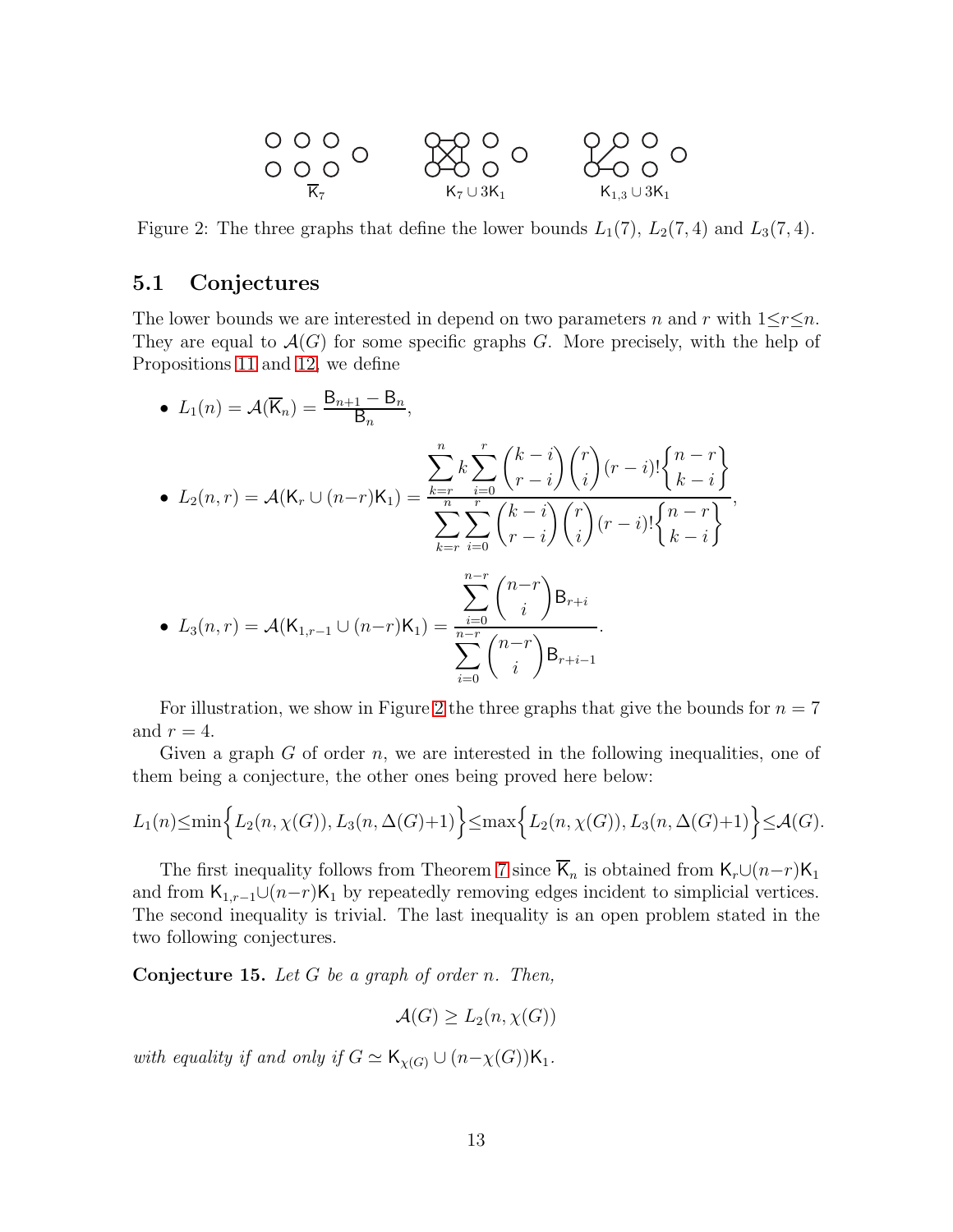Figure 2: The three graphs that define the lower bounds $L_1(7)$, $L_2(7,4)$ and $L_3(7,4)$.

### 5.1 Conjectures

The lower bounds we are interested in depend on two parameters $n$ and $r$ with $1 \leq r \leq n$. They are equal to $\mathcal{A}(G)$ for some specific graphs $G$. More precisely, with the help of Propositions 11 and 12, we define

- $L_1(n) = \mathcal{A}(\overline{\mathsf{K}}_n) = \dfrac{\mathsf{B}_{n+1} - \mathsf{B}_n}{\mathsf{B}_n}$,
- $L_2(n,r) = \mathcal{A}(\mathsf{K}_r \cup (n-r)\mathsf{K}_1) = \dfrac{\displaystyle\sum_{k=r}^{n} k \sum_{i=0}^{r} \binom{k-i}{r-i}\binom{r}{i}(r-i)! \left\{ {n-r \atop k-i} \right\}}{\displaystyle\sum_{k=r}^{n} \sum_{i=0}^{r} \binom{k-i}{r-i}\binom{r}{i}(r-i)! \left\{ {n-r \atop k-i} \right\}}$,
- $L_3(n,r) = \mathcal{A}(\mathsf{K}_{1,r-1} \cup (n-r)\mathsf{K}_1) = \dfrac{\displaystyle\sum_{i=0}^{n-r} \binom{n-r}{i} \mathsf{B}_{r+i}}{\displaystyle\sum_{i=0}^{n-r} \binom{n-r}{i} \mathsf{B}_{r+i-1}}$.

For illustration, we show in Figure 2 the three graphs that give the bounds for $n = 7$ and $r = 4$.

Given a graph $G$ of order $n$, we are interested in the following inequalities, one of them being a conjecture, the other ones being proved here below:

$$L_1(n) \leq \min\Big\{ L_2(n, \chi(G)), L_3(n, \Delta(G)+1) \Big\} \leq \max\Big\{ L_2(n, \chi(G)), L_3(n, \Delta(G)+1) \Big\} \leq \mathcal{A}(G).$$

The first inequality follows from Theorem 7 since $\overline{\mathsf{K}}_n$ is obtained from $\mathsf{K}_r \cup (n-r)\mathsf{K}_1$ and from $\mathsf{K}_{1,r-1} \cup (n-r)\mathsf{K}_1$ by repeatedly removing edges incident to simplicial vertices. The second inequality is trivial. The last inequality is an open problem stated in the two following conjectures.

**Conjecture 15.** *Let $G$ be a graph of order $n$. Then,*

$$\mathcal{A}(G) \geq L_2(n, \chi(G))$$

*with equality if and only if $G \simeq \mathsf{K}_{\chi(G)} \cup (n-\chi(G))\mathsf{K}_1$.*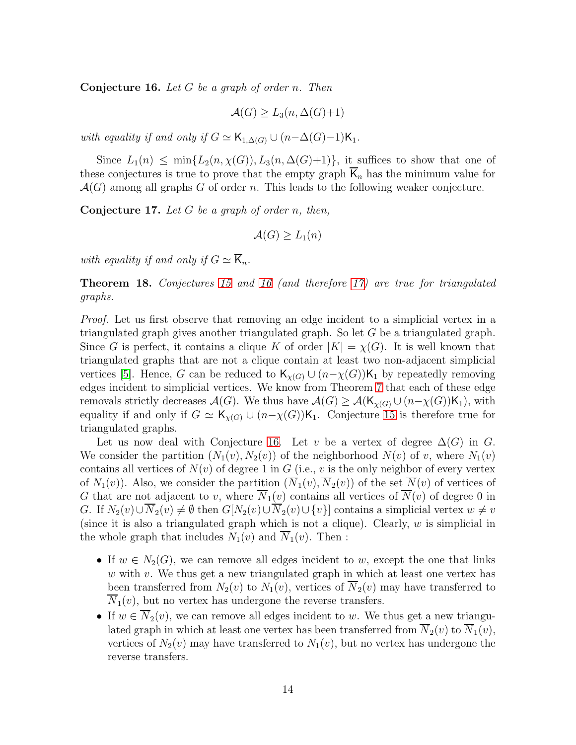**Conjecture 16.** *Let $G$ be a graph of order $n$. Then*

$$\mathcal{A}(G) \geq L_3(n, \Delta(G){+}1)$$

*with equality if and only if $G \simeq \mathsf{K}_{1,\Delta(G)} \cup (n{-}\Delta(G){-}1)\mathsf{K}_1$.*

Since $L_1(n) \leq \min\{L_2(n, \chi(G)), L_3(n, \Delta(G){+}1)\}$, it suffices to show that one of these conjectures is true to prove that the empty graph $\overline{\mathsf{K}}_n$ has the minimum value for $\mathcal{A}(G)$ among all graphs $G$ of order $n$. This leads to the following weaker conjecture.

**Conjecture 17.** *Let $G$ be a graph of order $n$, then,*

$$\mathcal{A}(G) \geq L_1(n)$$

*with equality if and only if $G \simeq \overline{\mathsf{K}}_n$.*

**Theorem 18.** *Conjectures 15 and 16 (and therefore 17) are true for triangulated graphs.*

*Proof.* Let us first observe that removing an edge incident to a simplicial vertex in a triangulated graph gives another triangulated graph. So let $G$ be a triangulated graph. Since $G$ is perfect, it contains a clique $K$ of order $|K| = \chi(G)$. It is well known that triangulated graphs that are not a clique contain at least two non-adjacent simplicial vertices [5]. Hence, $G$ can be reduced to $\mathsf{K}_{\chi(G)} \cup (n{-}\chi(G))\mathsf{K}_1$ by repeatedly removing edges incident to simplicial vertices. We know from Theorem 7 that each of these edge removals strictly decreases $\mathcal{A}(G)$. We thus have $\mathcal{A}(G) \geq \mathcal{A}(\mathsf{K}_{\chi(G)} \cup (n{-}\chi(G))\mathsf{K}_1)$, with equality if and only if $G \simeq \mathsf{K}_{\chi(G)} \cup (n{-}\chi(G))\mathsf{K}_1$. Conjecture 15 is therefore true for triangulated graphs.

Let us now deal with Conjecture 16. Let $v$ be a vertex of degree $\Delta(G)$ in $G$. We consider the partition $(N_1(v), N_2(v))$ of the neighborhood $N(v)$ of $v$, where $N_1(v)$ contains all vertices of $N(v)$ of degree 1 in $G$ (i.e., $v$ is the only neighbor of every vertex of $N_1(v)$). Also, we consider the partition $(\overline{N}_1(v), \overline{N}_2(v))$ of the set $\overline{N}(v)$ of vertices of $G$ that are not adjacent to $v$, where $\overline{N}_1(v)$ contains all vertices of $\overline{N}(v)$ of degree 0 in $G$. If $N_2(v) \cup \overline{N}_2(v) \neq \emptyset$ then $G[N_2(v) \cup \overline{N}_2(v) \cup \{v\}]$ contains a simplicial vertex $w \neq v$ (since it is also a triangulated graph which is not a clique). Clearly, $w$ is simplicial in the whole graph that includes $N_1(v)$ and $\overline{N}_1(v)$. Then :

- If $w \in N_2(G)$, we can remove all edges incident to $w$, except the one that links $w$ with $v$. We thus get a new triangulated graph in which at least one vertex has been transferred from $N_2(v)$ to $N_1(v)$, vertices of $\overline{N}_2(v)$ may have transferred to $\overline{N}_1(v)$, but no vertex has undergone the reverse transfers.
- If $w \in \overline{N}_2(v)$, we can remove all edges incident to $w$. We thus get a new triangulated graph in which at least one vertex has been transferred from $\overline{N}_2(v)$ to $\overline{N}_1(v)$, vertices of $N_2(v)$ may have transferred to $N_1(v)$, but no vertex has undergone the reverse transfers.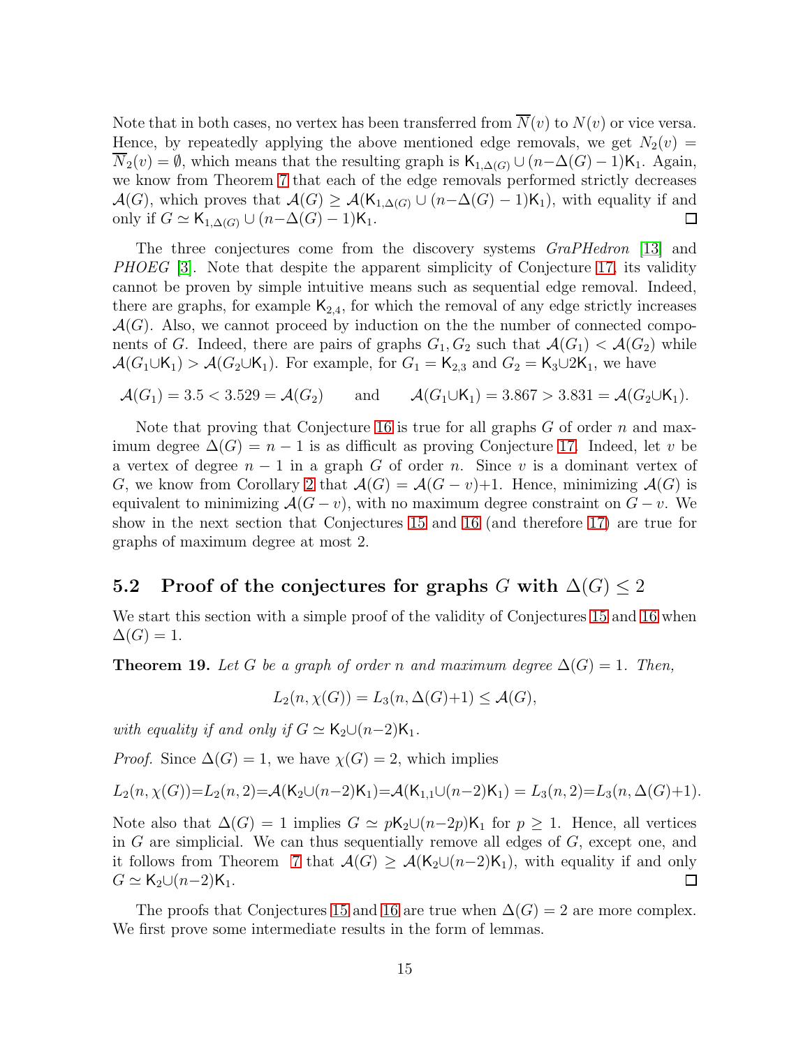Note that in both cases, no vertex has been transferred from $\overline{N}(v)$ to $N(v)$ or vice versa. Hence, by repeatedly applying the above mentioned edge removals, we get $N_2(v) = \overline{N}_2(v) = \emptyset$, which means that the resulting graph is $\mathsf{K}_{1,\Delta(G)} \cup (n-\Delta(G)-1)\mathsf{K}_1$. Again, we know from Theorem 7 that each of the edge removals performed strictly decreases $\mathcal{A}(G)$, which proves that $\mathcal{A}(G) \geq \mathcal{A}(\mathsf{K}_{1,\Delta(G)} \cup (n-\Delta(G)-1)\mathsf{K}_1)$, with equality if and only if $G \simeq \mathsf{K}_{1,\Delta(G)} \cup (n-\Delta(G)-1)\mathsf{K}_1$. □

The three conjectures come from the discovery systems *GraPHedron* [13] and *PHOEG* [3]. Note that despite the apparent simplicity of Conjecture 17, its validity cannot be proven by simple intuitive means such as sequential edge removal. Indeed, there are graphs, for example $\mathsf{K}_{2,4}$, for which the removal of any edge strictly increases $\mathcal{A}(G)$. Also, we cannot proceed by induction on the the number of connected components of $G$. Indeed, there are pairs of graphs $G_1, G_2$ such that $\mathcal{A}(G_1) < \mathcal{A}(G_2)$ while $\mathcal{A}(G_1 \cup \mathsf{K}_1) > \mathcal{A}(G_2 \cup \mathsf{K}_1)$. For example, for $G_1 = \mathsf{K}_{2,3}$ and $G_2 = \mathsf{K}_3 \cup 2\mathsf{K}_1$, we have

$$\mathcal{A}(G_1) = 3.5 < 3.529 = \mathcal{A}(G_2) \qquad \text{and} \qquad \mathcal{A}(G_1 \cup \mathsf{K}_1) = 3.867 > 3.831 = \mathcal{A}(G_2 \cup \mathsf{K}_1).$$

Note that proving that Conjecture 16 is true for all graphs $G$ of order $n$ and maximum degree $\Delta(G) = n-1$ is as difficult as proving Conjecture 17. Indeed, let $v$ be a vertex of degree $n-1$ in a graph $G$ of order $n$. Since $v$ is a dominant vertex of $G$, we know from Corollary 2 that $\mathcal{A}(G) = \mathcal{A}(G-v)+1$. Hence, minimizing $\mathcal{A}(G)$ is equivalent to minimizing $\mathcal{A}(G-v)$, with no maximum degree constraint on $G-v$. We show in the next section that Conjectures 15 and 16 (and therefore 17) are true for graphs of maximum degree at most 2.

## 5.2 Proof of the conjectures for graphs $G$ with $\Delta(G) \leq 2$

We start this section with a simple proof of the validity of Conjectures 15 and 16 when $\Delta(G) = 1$.

**Theorem 19.** *Let $G$ be a graph of order $n$ and maximum degree $\Delta(G) = 1$. Then,*

$$L_2(n, \chi(G)) = L_3(n, \Delta(G)+1) \leq \mathcal{A}(G),$$

*with equality if and only if $G \simeq \mathsf{K}_2 \cup (n-2)\mathsf{K}_1$.*

*Proof.* Since $\Delta(G) = 1$, we have $\chi(G) = 2$, which implies

$$L_2(n, \chi(G)) = L_2(n, 2) = \mathcal{A}(\mathsf{K}_2 \cup (n-2)\mathsf{K}_1) = \mathcal{A}(\mathsf{K}_{1,1} \cup (n-2)\mathsf{K}_1) = L_3(n, 2) = L_3(n, \Delta(G)+1).$$

Note also that $\Delta(G) = 1$ implies $G \simeq p\mathsf{K}_2 \cup (n-2p)\mathsf{K}_1$ for $p \geq 1$. Hence, all vertices in $G$ are simplicial. We can thus sequentially remove all edges of $G$, except one, and it follows from Theorem 7 that $\mathcal{A}(G) \geq \mathcal{A}(\mathsf{K}_2 \cup (n-2)\mathsf{K}_1)$, with equality if and only $G \simeq \mathsf{K}_2 \cup (n-2)\mathsf{K}_1$. □

The proofs that Conjectures 15 and 16 are true when $\Delta(G) = 2$ are more complex. We first prove some intermediate results in the form of lemmas.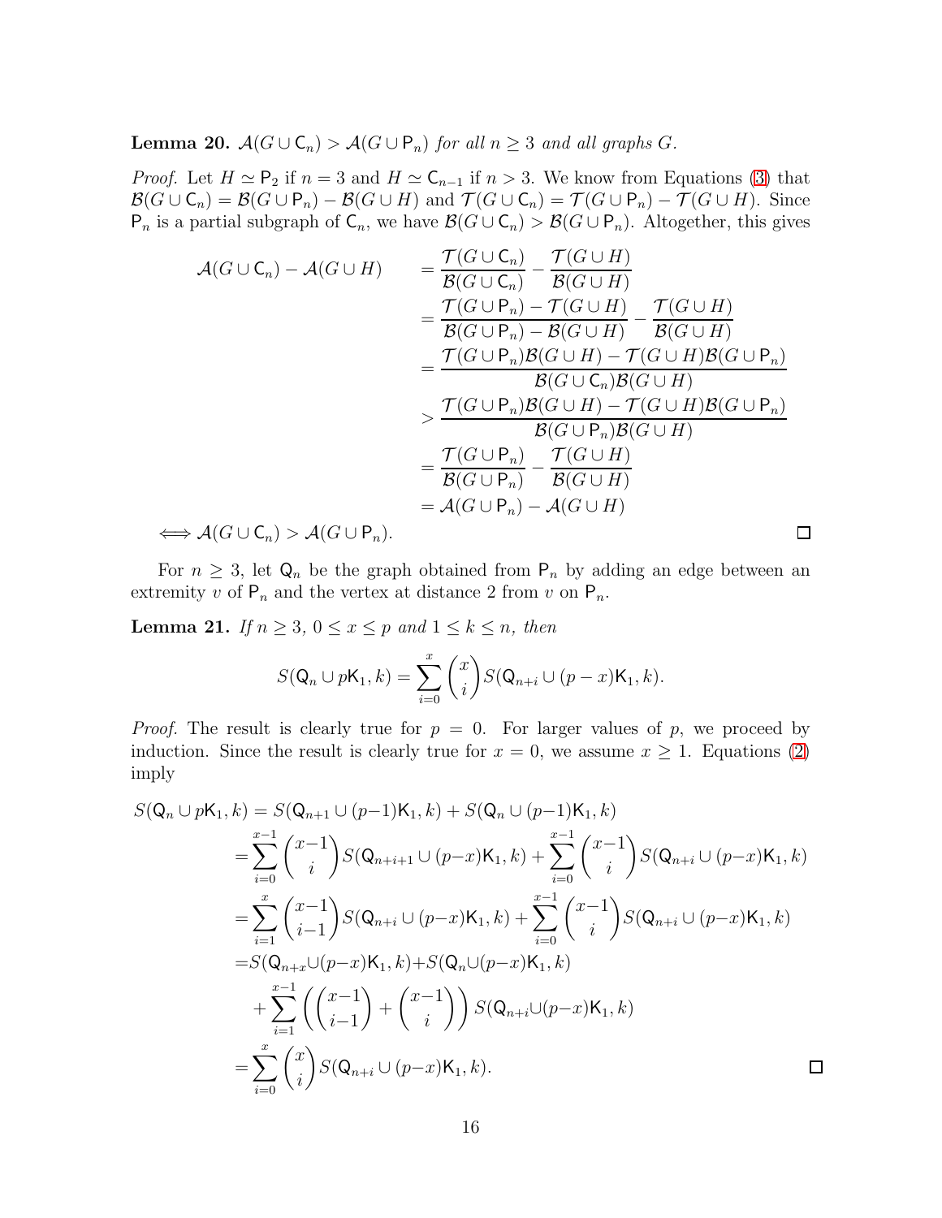**Lemma 20.** *$\mathcal{A}(G \cup \mathsf{C}_n) > \mathcal{A}(G \cup \mathsf{P}_n)$ for all $n \geq 3$ and all graphs $G$.*

*Proof.* Let $H \simeq \mathsf{P}_2$ if $n = 3$ and $H \simeq \mathsf{C}_{n-1}$ if $n > 3$. We know from Equations (3) that $\mathcal{B}(G \cup \mathsf{C}_n) = \mathcal{B}(G \cup \mathsf{P}_n) - \mathcal{B}(G \cup H)$ and $\mathcal{T}(G \cup \mathsf{C}_n) = \mathcal{T}(G \cup \mathsf{P}_n) - \mathcal{T}(G \cup H)$. Since $\mathsf{P}_n$ is a partial subgraph of $\mathsf{C}_n$, we have $\mathcal{B}(G \cup \mathsf{C}_n) > \mathcal{B}(G \cup \mathsf{P}_n)$. Altogether, this gives

$$
\begin{aligned}
\mathcal{A}(G \cup \mathsf{C}_n) - \mathcal{A}(G \cup H) \quad &= \frac{\mathcal{T}(G \cup \mathsf{C}_n)}{\mathcal{B}(G \cup \mathsf{C}_n)} - \frac{\mathcal{T}(G \cup H)}{\mathcal{B}(G \cup H)} \\
&= \frac{\mathcal{T}(G \cup \mathsf{P}_n) - \mathcal{T}(G \cup H)}{\mathcal{B}(G \cup \mathsf{P}_n) - \mathcal{B}(G \cup H)} - \frac{\mathcal{T}(G \cup H)}{\mathcal{B}(G \cup H)} \\
&= \frac{\mathcal{T}(G \cup \mathsf{P}_n)\mathcal{B}(G \cup H) - \mathcal{T}(G \cup H)\mathcal{B}(G \cup \mathsf{P}_n)}{\mathcal{B}(G \cup \mathsf{C}_n)\mathcal{B}(G \cup H)} \\
&> \frac{\mathcal{T}(G \cup \mathsf{P}_n)\mathcal{B}(G \cup H) - \mathcal{T}(G \cup H)\mathcal{B}(G \cup \mathsf{P}_n)}{\mathcal{B}(G \cup \mathsf{P}_n)\mathcal{B}(G \cup H)} \\
&= \frac{\mathcal{T}(G \cup \mathsf{P}_n)}{\mathcal{B}(G \cup \mathsf{P}_n)} - \frac{\mathcal{T}(G \cup H)}{\mathcal{B}(G \cup H)} \\
&= \mathcal{A}(G \cup \mathsf{P}_n) - \mathcal{A}(G \cup H)
\end{aligned}
$$

$\iff \mathcal{A}(G \cup \mathsf{C}_n) > \mathcal{A}(G \cup \mathsf{P}_n)$. □

For $n \geq 3$, let $\mathsf{Q}_n$ be the graph obtained from $\mathsf{P}_n$ by adding an edge between an extremity $v$ of $\mathsf{P}_n$ and the vertex at distance 2 from $v$ on $\mathsf{P}_n$.

**Lemma 21.** *If $n \geq 3$, $0 \leq x \leq p$ and $1 \leq k \leq n$, then*

$$S(\mathsf{Q}_n \cup p\mathsf{K}_1, k) = \sum_{i=0}^{x} \binom{x}{i} S(\mathsf{Q}_{n+i} \cup (p-x)\mathsf{K}_1, k).$$

*Proof.* The result is clearly true for $p = 0$. For larger values of $p$, we proceed by induction. Since the result is clearly true for $x = 0$, we assume $x \geq 1$. Equations (2) imply

$$
\begin{aligned}
S(\mathsf{Q}_n \cup p\mathsf{K}_1, k) &= S(\mathsf{Q}_{n+1} \cup (p-1)\mathsf{K}_1, k) + S(\mathsf{Q}_n \cup (p-1)\mathsf{K}_1, k) \\
&= \sum_{i=0}^{x-1} \binom{x-1}{i} S(\mathsf{Q}_{n+i+1} \cup (p-x)\mathsf{K}_1, k) + \sum_{i=0}^{x-1} \binom{x-1}{i} S(\mathsf{Q}_{n+i} \cup (p-x)\mathsf{K}_1, k) \\
&= \sum_{i=1}^{x} \binom{x-1}{i-1} S(\mathsf{Q}_{n+i} \cup (p-x)\mathsf{K}_1, k) + \sum_{i=0}^{x-1} \binom{x-1}{i} S(\mathsf{Q}_{n+i} \cup (p-x)\mathsf{K}_1, k) \\
&= S(\mathsf{Q}_{n+x} \cup (p-x)\mathsf{K}_1, k) + S(\mathsf{Q}_n \cup (p-x)\mathsf{K}_1, k) \\
&\quad + \sum_{i=1}^{x-1} \left( \binom{x-1}{i-1} + \binom{x-1}{i} \right) S(\mathsf{Q}_{n+i} \cup (p-x)\mathsf{K}_1, k) \\
&= \sum_{i=0}^{x} \binom{x}{i} S(\mathsf{Q}_{n+i} \cup (p-x)\mathsf{K}_1, k).
\end{aligned}
$$

□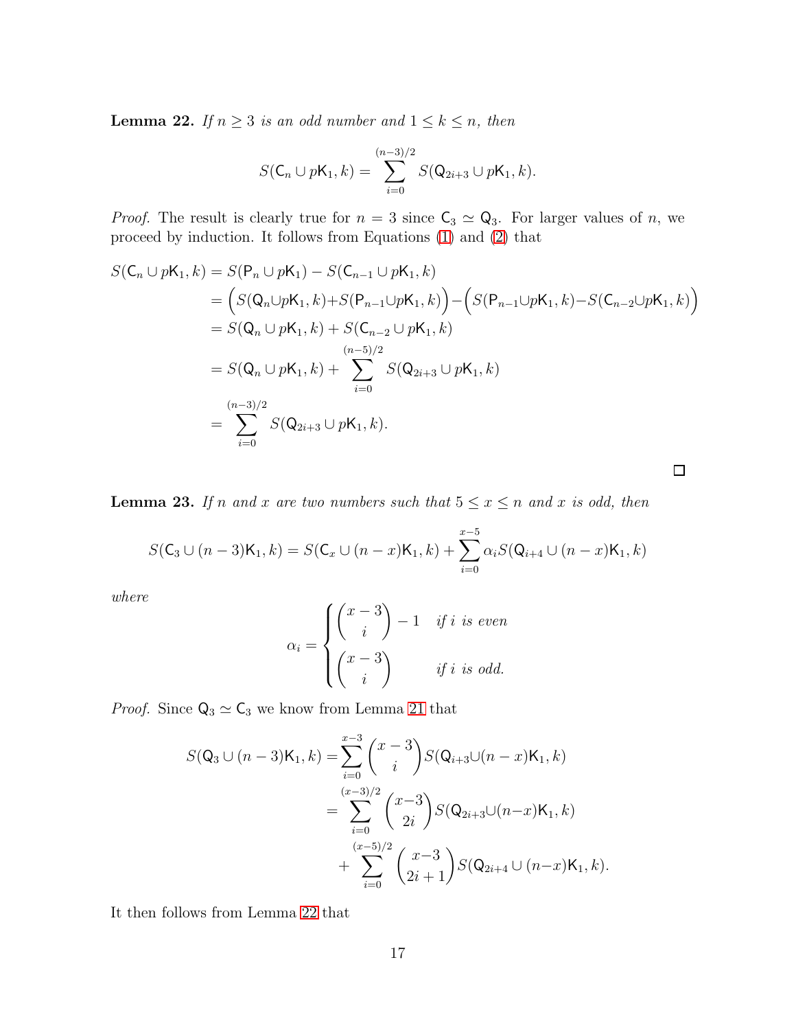**Lemma 22.** *If $n \geq 3$ is an odd number and $1 \leq k \leq n$, then*

$$S(\mathsf{C}_n \cup p\mathsf{K}_1, k) = \sum_{i=0}^{(n-3)/2} S(\mathsf{Q}_{2i+3} \cup p\mathsf{K}_1, k).$$

*Proof.* The result is clearly true for $n = 3$ since $\mathsf{C}_3 \simeq \mathsf{Q}_3$. For larger values of $n$, we proceed by induction. It follows from Equations (1) and (2) that

$$\begin{aligned}
S(\mathsf{C}_n \cup p\mathsf{K}_1, k) &= S(\mathsf{P}_n \cup p\mathsf{K}_1) - S(\mathsf{C}_{n-1} \cup p\mathsf{K}_1, k) \\
&= \Big(S(\mathsf{Q}_n \cup p\mathsf{K}_1, k) + S(\mathsf{P}_{n-1} \cup p\mathsf{K}_1, k)\Big) - \Big(S(\mathsf{P}_{n-1} \cup p\mathsf{K}_1, k) - S(\mathsf{C}_{n-2} \cup p\mathsf{K}_1, k)\Big) \\
&= S(\mathsf{Q}_n \cup p\mathsf{K}_1, k) + S(\mathsf{C}_{n-2} \cup p\mathsf{K}_1, k) \\
&= S(\mathsf{Q}_n \cup p\mathsf{K}_1, k) + \sum_{i=0}^{(n-5)/2} S(\mathsf{Q}_{2i+3} \cup p\mathsf{K}_1, k) \\
&= \sum_{i=0}^{(n-3)/2} S(\mathsf{Q}_{2i+3} \cup p\mathsf{K}_1, k).
\end{aligned}$$

□

**Lemma 23.** *If $n$ and $x$ are two numbers such that $5 \leq x \leq n$ and $x$ is odd, then*

$$S(\mathsf{C}_3 \cup (n-3)\mathsf{K}_1, k) = S(\mathsf{C}_x \cup (n-x)\mathsf{K}_1, k) + \sum_{i=0}^{x-5} \alpha_i S(\mathsf{Q}_{i+4} \cup (n-x)\mathsf{K}_1, k)$$

*where*

$$\alpha_i = \begin{cases} \binom{x-3}{i} - 1 & \text{if } i \text{ is even} \\ \binom{x-3}{i} & \text{if } i \text{ is odd.} \end{cases}$$

*Proof.* Since $\mathsf{Q}_3 \simeq \mathsf{C}_3$ we know from Lemma 21 that

$$\begin{aligned}
S(\mathsf{Q}_3 \cup (n-3)\mathsf{K}_1, k) &= \sum_{i=0}^{x-3} \binom{x-3}{i} S(\mathsf{Q}_{i+3} \cup (n-x)\mathsf{K}_1, k) \\
&= \sum_{i=0}^{(x-3)/2} \binom{x-3}{2i} S(\mathsf{Q}_{2i+3} \cup (n-x)\mathsf{K}_1, k) \\
&\quad + \sum_{i=0}^{(x-5)/2} \binom{x-3}{2i+1} S(\mathsf{Q}_{2i+4} \cup (n-x)\mathsf{K}_1, k).
\end{aligned}$$

It then follows from Lemma 22 that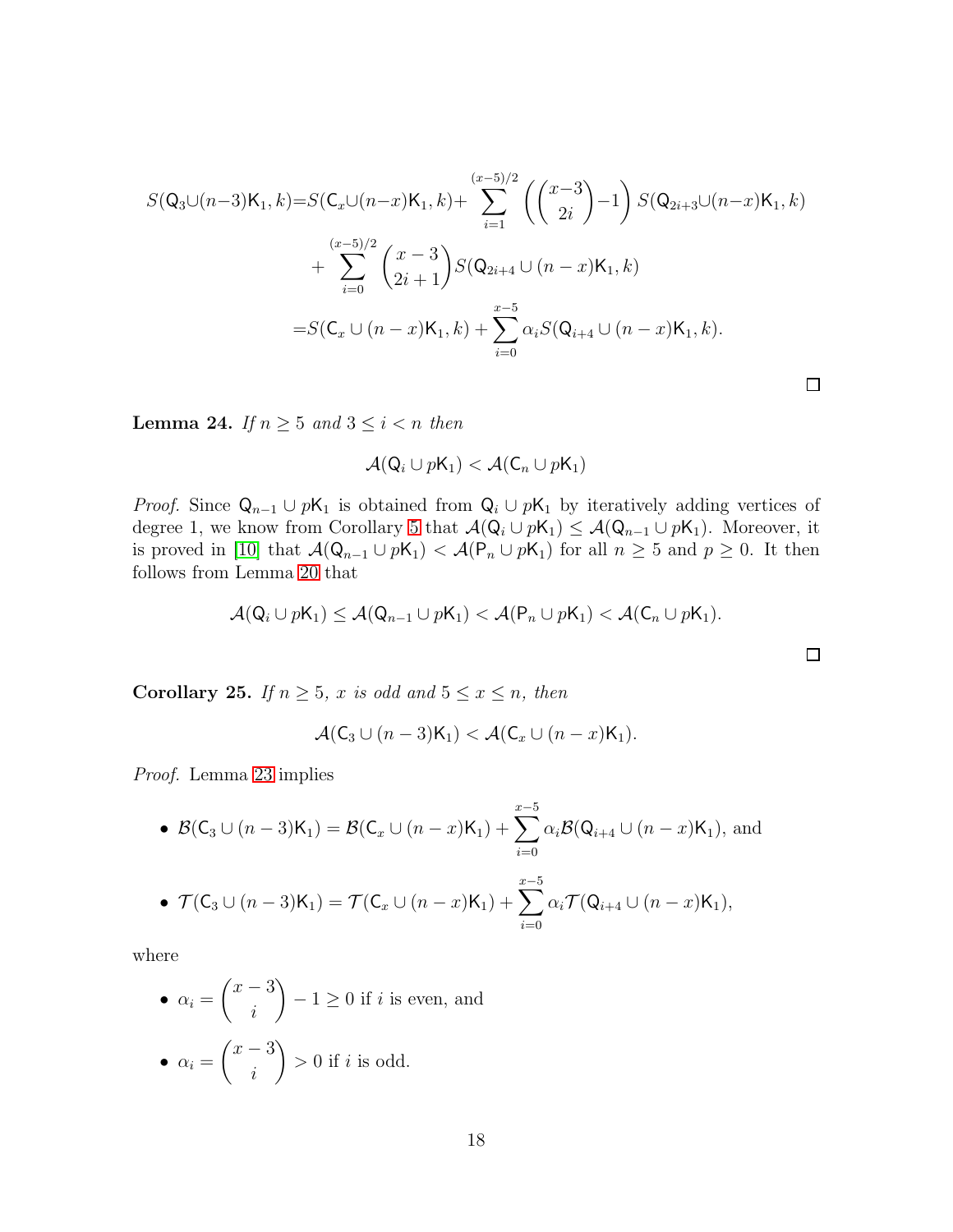$$
\begin{aligned}
S(\mathsf{Q}_3\cup(n-3)\mathsf{K}_1,k) = & S(\mathsf{C}_x\cup(n-x)\mathsf{K}_1,k) + \sum_{i=1}^{(x-5)/2}\left(\binom{x-3}{2i}-1\right)S(\mathsf{Q}_{2i+3}\cup(n-x)\mathsf{K}_1,k)\\
& + \sum_{i=0}^{(x-5)/2}\binom{x-3}{2i+1}S(\mathsf{Q}_{2i+4}\cup(n-x)\mathsf{K}_1,k)\\
= & S(\mathsf{C}_x\cup(n-x)\mathsf{K}_1,k) + \sum_{i=0}^{x-5}\alpha_i S(\mathsf{Q}_{i+4}\cup(n-x)\mathsf{K}_1,k).
\end{aligned}
$$

□

**Lemma 24.** *If $n \geq 5$ and $3 \leq i < n$ then*

$$
\mathcal{A}(\mathsf{Q}_i \cup p\mathsf{K}_1) < \mathcal{A}(\mathsf{C}_n \cup p\mathsf{K}_1)
$$

*Proof.* Since $\mathsf{Q}_{n-1} \cup p\mathsf{K}_1$ is obtained from $\mathsf{Q}_i \cup p\mathsf{K}_1$ by iteratively adding vertices of degree 1, we know from Corollary 5 that $\mathcal{A}(\mathsf{Q}_i \cup p\mathsf{K}_1) \leq \mathcal{A}(\mathsf{Q}_{n-1} \cup p\mathsf{K}_1)$. Moreover, it is proved in [10] that $\mathcal{A}(\mathsf{Q}_{n-1} \cup p\mathsf{K}_1) < \mathcal{A}(\mathsf{P}_n \cup p\mathsf{K}_1)$ for all $n \geq 5$ and $p \geq 0$. It then follows from Lemma 20 that

$$
\mathcal{A}(\mathsf{Q}_i \cup p\mathsf{K}_1) \leq \mathcal{A}(\mathsf{Q}_{n-1} \cup p\mathsf{K}_1) < \mathcal{A}(\mathsf{P}_n \cup p\mathsf{K}_1) < \mathcal{A}(\mathsf{C}_n \cup p\mathsf{K}_1).
$$

□

**Corollary 25.** *If $n \geq 5$, $x$ is odd and $5 \leq x \leq n$, then*

$$
\mathcal{A}(\mathsf{C}_3 \cup (n-3)\mathsf{K}_1) < \mathcal{A}(\mathsf{C}_x \cup (n-x)\mathsf{K}_1).
$$

*Proof.* Lemma 23 implies

- $\mathcal{B}(\mathsf{C}_3 \cup (n-3)\mathsf{K}_1) = \mathcal{B}(\mathsf{C}_x \cup (n-x)\mathsf{K}_1) + \sum_{i=0}^{x-5}\alpha_i \mathcal{B}(\mathsf{Q}_{i+4} \cup (n-x)\mathsf{K}_1)$, and
- $\mathcal{T}(\mathsf{C}_3 \cup (n-3)\mathsf{K}_1) = \mathcal{T}(\mathsf{C}_x \cup (n-x)\mathsf{K}_1) + \sum_{i=0}^{x-5}\alpha_i \mathcal{T}(\mathsf{Q}_{i+4} \cup (n-x)\mathsf{K}_1)$,

where

- $\alpha_i = \binom{x-3}{i} - 1 \geq 0$ if $i$ is even, and
- $\alpha_i = \binom{x-3}{i} > 0$ if $i$ is odd.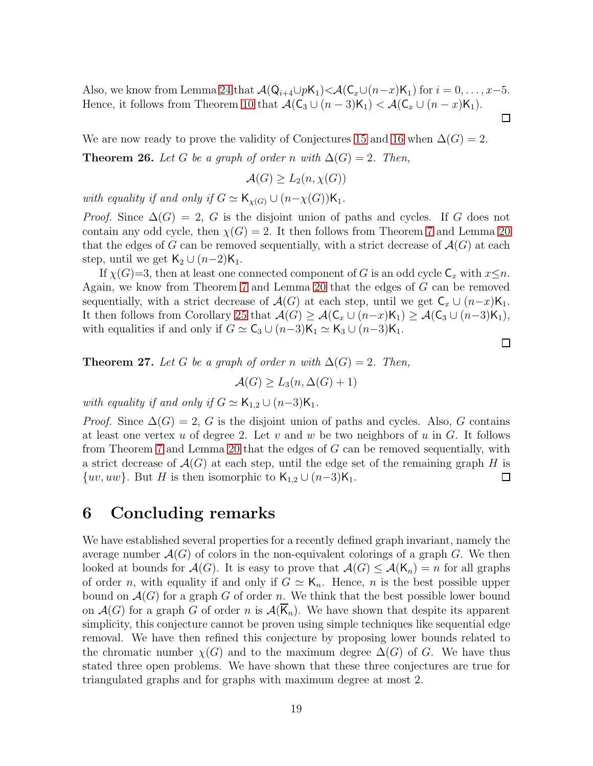Also, we know from Lemma 24 that $\mathcal{A}(\mathsf{Q}_{i+4}\cup p\mathsf{K}_1)<\mathcal{A}(\mathsf{C}_x\cup(n-x)\mathsf{K}_1)$ for $i=0,\ldots,x-5$. Hence, it follows from Theorem 10 that $\mathcal{A}(\mathsf{C}_3\cup(n-3)\mathsf{K}_1)<\mathcal{A}(\mathsf{C}_x\cup(n-x)\mathsf{K}_1)$.

□

We are now ready to prove the validity of Conjectures 15 and 16 when $\Delta(G)=2$.

**Theorem 26.** *Let $G$ be a graph of order $n$ with $\Delta(G)=2$. Then,*

$$\mathcal{A}(G)\geq L_2(n,\chi(G))$$

*with equality if and only if $G\simeq\mathsf{K}_{\chi(G)}\cup(n-\chi(G))\mathsf{K}_1$.*

*Proof.* Since $\Delta(G)=2$, $G$ is the disjoint union of paths and cycles. If $G$ does not contain any odd cycle, then $\chi(G)=2$. It then follows from Theorem 7 and Lemma 20 that the edges of $G$ can be removed sequentially, with a strict decrease of $\mathcal{A}(G)$ at each step, until we get $\mathsf{K}_2\cup(n-2)\mathsf{K}_1$.

If $\chi(G)=3$, then at least one connected component of $G$ is an odd cycle $\mathsf{C}_x$ with $x\leq n$. Again, we know from Theorem 7 and Lemma 20 that the edges of $G$ can be removed sequentially, with a strict decrease of $\mathcal{A}(G)$ at each step, until we get $\mathsf{C}_x\cup(n-x)\mathsf{K}_1$. It then follows from Corollary 25 that $\mathcal{A}(G)\geq\mathcal{A}(\mathsf{C}_x\cup(n-x)\mathsf{K}_1)\geq\mathcal{A}(\mathsf{C}_3\cup(n-3)\mathsf{K}_1)$, with equalities if and only if $G\simeq\mathsf{C}_3\cup(n-3)\mathsf{K}_1\simeq\mathsf{K}_3\cup(n-3)\mathsf{K}_1$.

□

**Theorem 27.** *Let $G$ be a graph of order $n$ with $\Delta(G)=2$. Then,*

$$\mathcal{A}(G)\geq L_3(n,\Delta(G)+1)$$

*with equality if and only if $G\simeq\mathsf{K}_{1,2}\cup(n-3)\mathsf{K}_1$.*

*Proof.* Since $\Delta(G)=2$, $G$ is the disjoint union of paths and cycles. Also, $G$ contains at least one vertex $u$ of degree 2. Let $v$ and $w$ be two neighbors of $u$ in $G$. It follows from Theorem 7 and Lemma 20 that the edges of $G$ can be removed sequentially, with a strict decrease of $\mathcal{A}(G)$ at each step, until the edge set of the remaining graph $H$ is $\{uv,uw\}$. But $H$ is then isomorphic to $\mathsf{K}_{1,2}\cup(n-3)\mathsf{K}_1$. □

# 6 Concluding remarks

We have established several properties for a recently defined graph invariant, namely the average number $\mathcal{A}(G)$ of colors in the non-equivalent colorings of a graph $G$. We then looked at bounds for $\mathcal{A}(G)$. It is easy to prove that $\mathcal{A}(G)\leq\mathcal{A}(\mathsf{K}_n)=n$ for all graphs of order $n$, with equality if and only if $G\simeq\mathsf{K}_n$. Hence, $n$ is the best possible upper bound on $\mathcal{A}(G)$ for a graph $G$ of order $n$. We think that the best possible lower bound on $\mathcal{A}(G)$ for a graph $G$ of order $n$ is $\mathcal{A}(\overline{\mathsf{K}}_n)$. We have shown that despite its apparent simplicity, this conjecture cannot be proven using simple techniques like sequential edge removal. We have then refined this conjecture by proposing lower bounds related to the chromatic number $\chi(G)$ and to the maximum degree $\Delta(G)$ of $G$. We have thus stated three open problems. We have shown that these three conjectures are true for triangulated graphs and for graphs with maximum degree at most 2.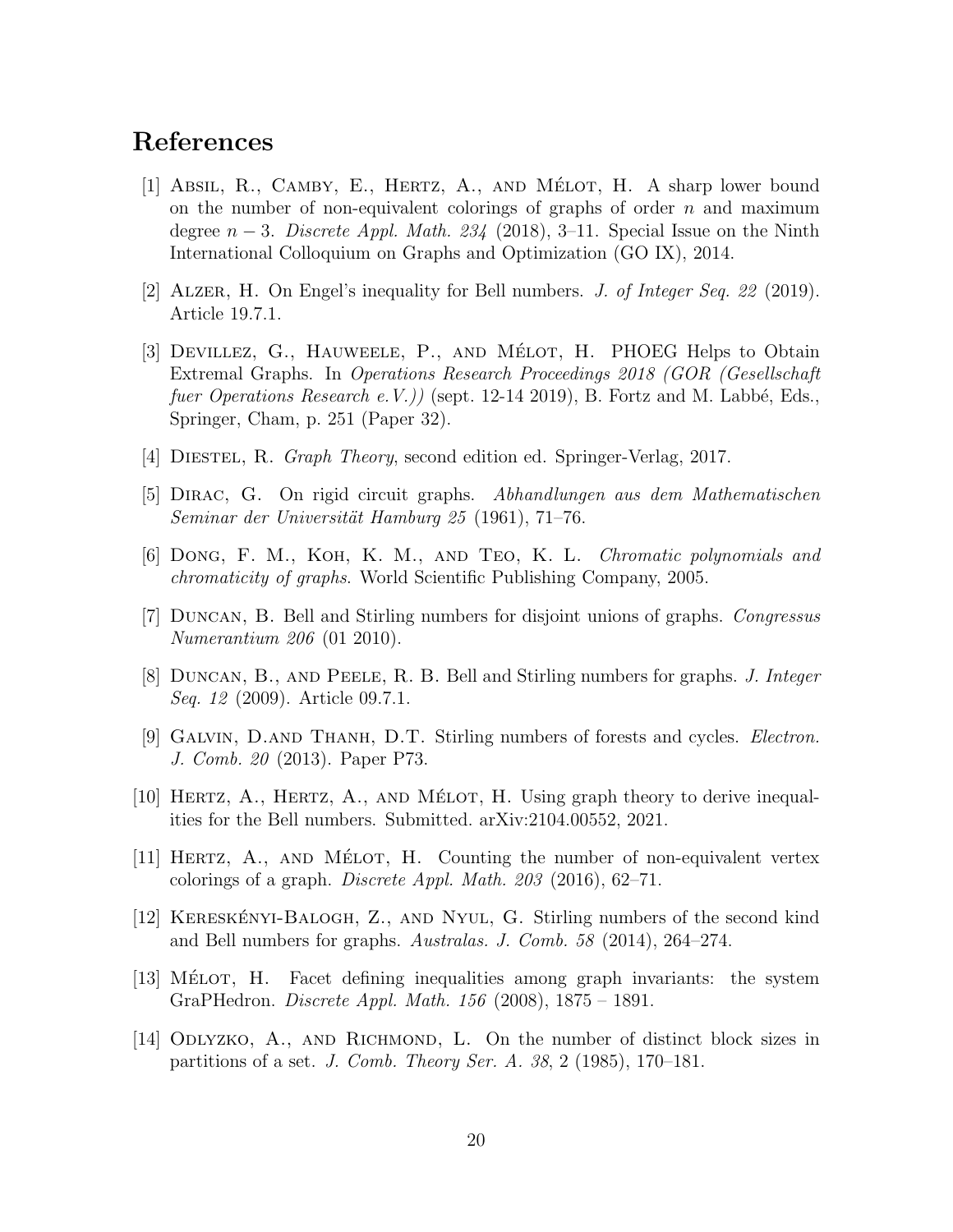## References

[1] Absil, R., Camby, E., Hertz, A., and Mélot, H. A sharp lower bound on the number of non-equivalent colorings of graphs of order $n$ and maximum degree $n-3$. *Discrete Appl. Math. 234* (2018), 3–11. Special Issue on the Ninth International Colloquium on Graphs and Optimization (GO IX), 2014.

[2] Alzer, H. On Engel's inequality for Bell numbers. *J. of Integer Seq. 22* (2019). Article 19.7.1.

[3] Devillez, G., Hauweele, P., and Mélot, H. PHOEG Helps to Obtain Extremal Graphs. In *Operations Research Proceedings 2018 (GOR (Gesellschaft fuer Operations Research e.V.))* (sept. 12-14 2019), B. Fortz and M. Labbé, Eds., Springer, Cham, p. 251 (Paper 32).

[4] Diestel, R. *Graph Theory*, second edition ed. Springer-Verlag, 2017.

[5] Dirac, G. On rigid circuit graphs. *Abhandlungen aus dem Mathematischen Seminar der Universität Hamburg 25* (1961), 71–76.

[6] Dong, F. M., Koh, K. M., and Teo, K. L. *Chromatic polynomials and chromaticity of graphs*. World Scientific Publishing Company, 2005.

[7] Duncan, B. Bell and Stirling numbers for disjoint unions of graphs. *Congressus Numerantium 206* (01 2010).

[8] Duncan, B., and Peele, R. B. Bell and Stirling numbers for graphs. *J. Integer Seq. 12* (2009). Article 09.7.1.

[9] Galvin, D.and Thanh, D.T. Stirling numbers of forests and cycles. *Electron. J. Comb. 20* (2013). Paper P73.

[10] Hertz, A., Hertz, A., and Mélot, H. Using graph theory to derive inequalities for the Bell numbers. Submitted. arXiv:2104.00552, 2021.

[11] Hertz, A., and Mélot, H. Counting the number of non-equivalent vertex colorings of a graph. *Discrete Appl. Math. 203* (2016), 62–71.

[12] Kereskényi-Balogh, Z., and Nyul, G. Stirling numbers of the second kind and Bell numbers for graphs. *Australas. J. Comb. 58* (2014), 264–274.

[13] Mélot, H. Facet defining inequalities among graph invariants: the system GraPHedron. *Discrete Appl. Math. 156* (2008), 1875 – 1891.

[14] Odlyzko, A., and Richmond, L. On the number of distinct block sizes in partitions of a set. *J. Comb. Theory Ser. A. 38*, 2 (1985), 170–181.